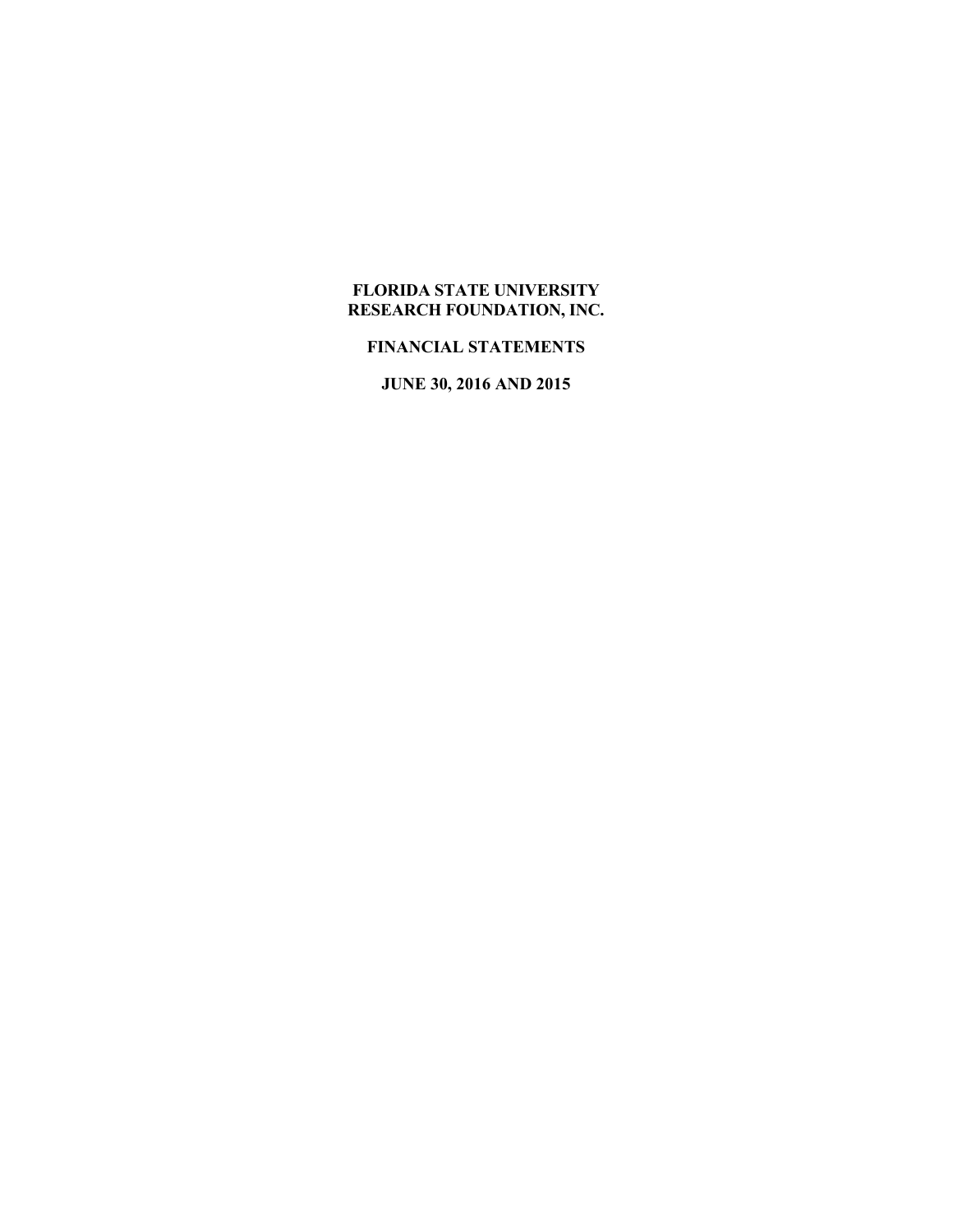# FLORIDA STATE UNIVERSITY
# RESEARCH FOUNDATION, INC.

## FINANCIAL STATEMENTS

## JUNE 30, 2016 AND 2015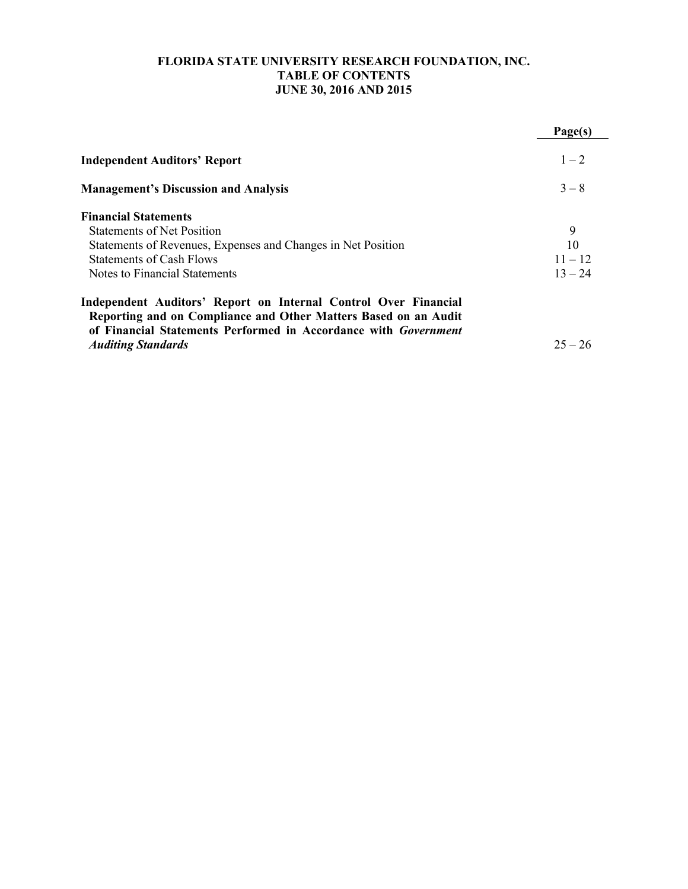# FLORIDA STATE UNIVERSITY RESEARCH FOUNDATION, INC.
## TABLE OF CONTENTS
## JUNE 30, 2016 AND 2015

| | Page(s) |
|---|---|
| **Independent Auditors' Report** | 1 – 2 |
| **Management's Discussion and Analysis** | 3 – 8 |
| **Financial Statements** | |
| Statements of Net Position | 9 |
| Statements of Revenues, Expenses and Changes in Net Position | 10 |
| Statements of Cash Flows | 11 – 12 |
| Notes to Financial Statements | 13 – 24 |
| **Independent Auditors' Report on Internal Control Over Financial Reporting and on Compliance and Other Matters Based on an Audit of Financial Statements Performed in Accordance with *Government Auditing Standards*** | 25 – 26 |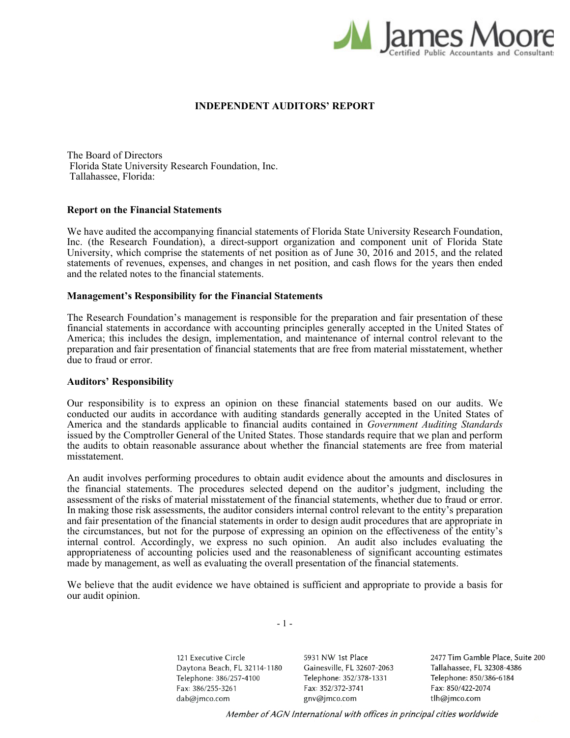# INDEPENDENT AUDITORS' REPORT

The Board of Directors
Florida State University Research Foundation, Inc.
Tallahassee, Florida:

## Report on the Financial Statements

We have audited the accompanying financial statements of Florida State University Research Foundation, Inc. (the Research Foundation), a direct-support organization and component unit of Florida State University, which comprise the statements of net position as of June 30, 2016 and 2015, and the related statements of revenues, expenses, and changes in net position, and cash flows for the years then ended and the related notes to the financial statements.

## Management's Responsibility for the Financial Statements

The Research Foundation's management is responsible for the preparation and fair presentation of these financial statements in accordance with accounting principles generally accepted in the United States of America; this includes the design, implementation, and maintenance of internal control relevant to the preparation and fair presentation of financial statements that are free from material misstatement, whether due to fraud or error.

## Auditors' Responsibility

Our responsibility is to express an opinion on these financial statements based on our audits. We conducted our audits in accordance with auditing standards generally accepted in the United States of America and the standards applicable to financial audits contained in *Government Auditing Standards* issued by the Comptroller General of the United States. Those standards require that we plan and perform the audits to obtain reasonable assurance about whether the financial statements are free from material misstatement.

An audit involves performing procedures to obtain audit evidence about the amounts and disclosures in the financial statements. The procedures selected depend on the auditor's judgment, including the assessment of the risks of material misstatement of the financial statements, whether due to fraud or error. In making those risk assessments, the auditor considers internal control relevant to the entity's preparation and fair presentation of the financial statements in order to design audit procedures that are appropriate in the circumstances, but not for the purpose of expressing an opinion on the effectiveness of the entity's internal control. Accordingly, we express no such opinion. An audit also includes evaluating the appropriateness of accounting policies used and the reasonableness of significant accounting estimates made by management, as well as evaluating the overall presentation of the financial statements.

We believe that the audit evidence we have obtained is sufficient and appropriate to provide a basis for our audit opinion.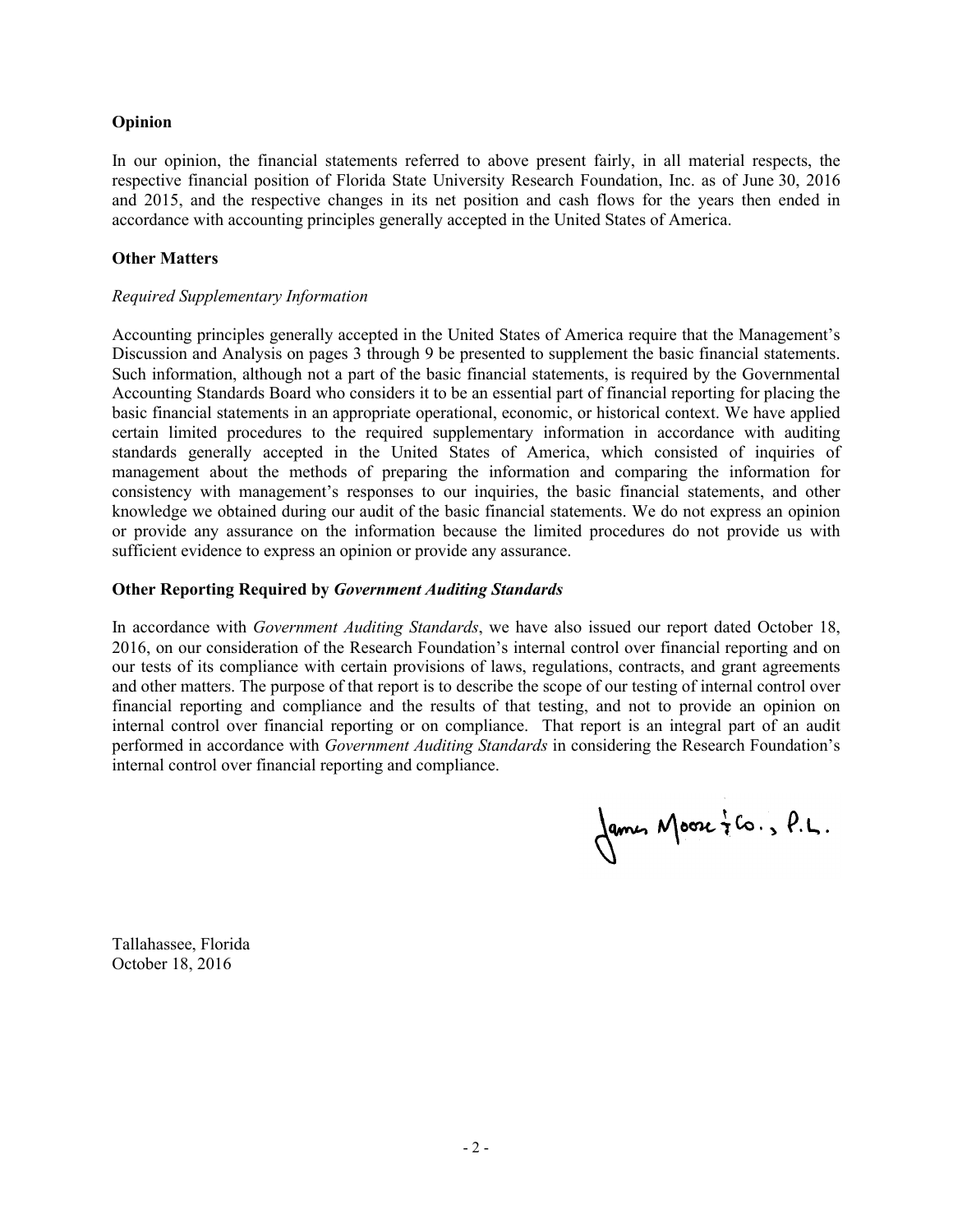## Opinion

In our opinion, the financial statements referred to above present fairly, in all material respects, the respective financial position of Florida State University Research Foundation, Inc. as of June 30, 2016 and 2015, and the respective changes in its net position and cash flows for the years then ended in accordance with accounting principles generally accepted in the United States of America.

## Other Matters

*Required Supplementary Information*

Accounting principles generally accepted in the United States of America require that the Management's Discussion and Analysis on pages 3 through 9 be presented to supplement the basic financial statements. Such information, although not a part of the basic financial statements, is required by the Governmental Accounting Standards Board who considers it to be an essential part of financial reporting for placing the basic financial statements in an appropriate operational, economic, or historical context. We have applied certain limited procedures to the required supplementary information in accordance with auditing standards generally accepted in the United States of America, which consisted of inquiries of management about the methods of preparing the information and comparing the information for consistency with management's responses to our inquiries, the basic financial statements, and other knowledge we obtained during our audit of the basic financial statements. We do not express an opinion or provide any assurance on the information because the limited procedures do not provide us with sufficient evidence to express an opinion or provide any assurance.

## Other Reporting Required by *Government Auditing Standards*

In accordance with *Government Auditing Standards*, we have also issued our report dated October 18, 2016, on our consideration of the Research Foundation's internal control over financial reporting and on our tests of its compliance with certain provisions of laws, regulations, contracts, and grant agreements and other matters. The purpose of that report is to describe the scope of our testing of internal control over financial reporting and compliance and the results of that testing, and not to provide an opinion on internal control over financial reporting or on compliance. That report is an integral part of an audit performed in accordance with *Government Auditing Standards* in considering the Research Foundation's internal control over financial reporting and compliance.

James Moore & Co., P.L.

Tallahassee, Florida
October 18, 2016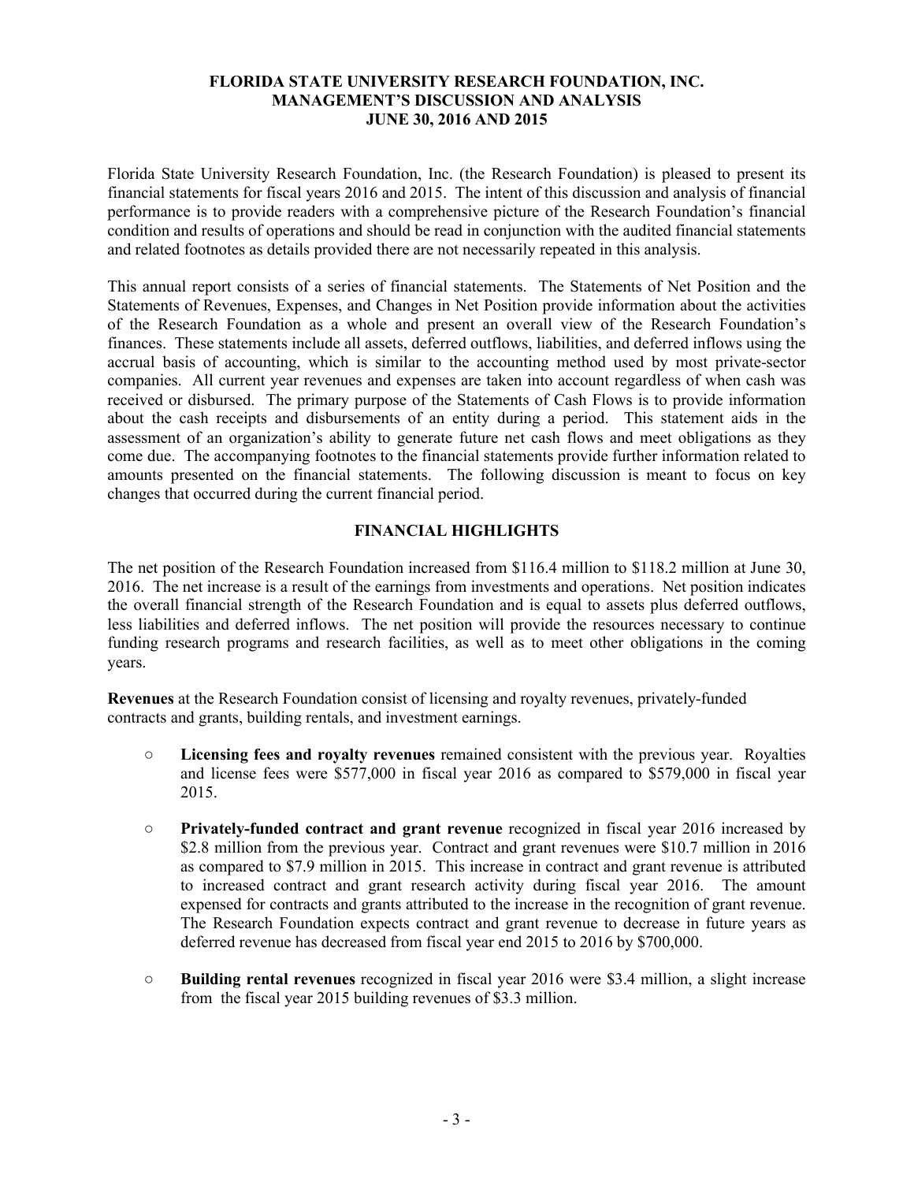# FLORIDA STATE UNIVERSITY RESEARCH FOUNDATION, INC.
## MANAGEMENT'S DISCUSSION AND ANALYSIS
## JUNE 30, 2016 AND 2015

Florida State University Research Foundation, Inc. (the Research Foundation) is pleased to present its financial statements for fiscal years 2016 and 2015. The intent of this discussion and analysis of financial performance is to provide readers with a comprehensive picture of the Research Foundation's financial condition and results of operations and should be read in conjunction with the audited financial statements and related footnotes as details provided there are not necessarily repeated in this analysis.

This annual report consists of a series of financial statements. The Statements of Net Position and the Statements of Revenues, Expenses, and Changes in Net Position provide information about the activities of the Research Foundation as a whole and present an overall view of the Research Foundation's finances. These statements include all assets, deferred outflows, liabilities, and deferred inflows using the accrual basis of accounting, which is similar to the accounting method used by most private-sector companies. All current year revenues and expenses are taken into account regardless of when cash was received or disbursed. The primary purpose of the Statements of Cash Flows is to provide information about the cash receipts and disbursements of an entity during a period. This statement aids in the assessment of an organization's ability to generate future net cash flows and meet obligations as they come due. The accompanying footnotes to the financial statements provide further information related to amounts presented on the financial statements. The following discussion is meant to focus on key changes that occurred during the current financial period.

## FINANCIAL HIGHLIGHTS

The net position of the Research Foundation increased from $116.4 million to $118.2 million at June 30, 2016. The net increase is a result of the earnings from investments and operations. Net position indicates the overall financial strength of the Research Foundation and is equal to assets plus deferred outflows, less liabilities and deferred inflows. The net position will provide the resources necessary to continue funding research programs and research facilities, as well as to meet other obligations in the coming years.

**Revenues** at the Research Foundation consist of licensing and royalty revenues, privately-funded contracts and grants, building rentals, and investment earnings.

- **Licensing fees and royalty revenues** remained consistent with the previous year. Royalties and license fees were $577,000 in fiscal year 2016 as compared to $579,000 in fiscal year 2015.
- **Privately-funded contract and grant revenue** recognized in fiscal year 2016 increased by $2.8 million from the previous year. Contract and grant revenues were $10.7 million in 2016 as compared to $7.9 million in 2015. This increase in contract and grant revenue is attributed to increased contract and grant research activity during fiscal year 2016. The amount expensed for contracts and grants attributed to the increase in the recognition of grant revenue. The Research Foundation expects contract and grant revenue to decrease in future years as deferred revenue has decreased from fiscal year end 2015 to 2016 by $700,000.
- **Building rental revenues** recognized in fiscal year 2016 were $3.4 million, a slight increase from the fiscal year 2015 building revenues of $3.3 million.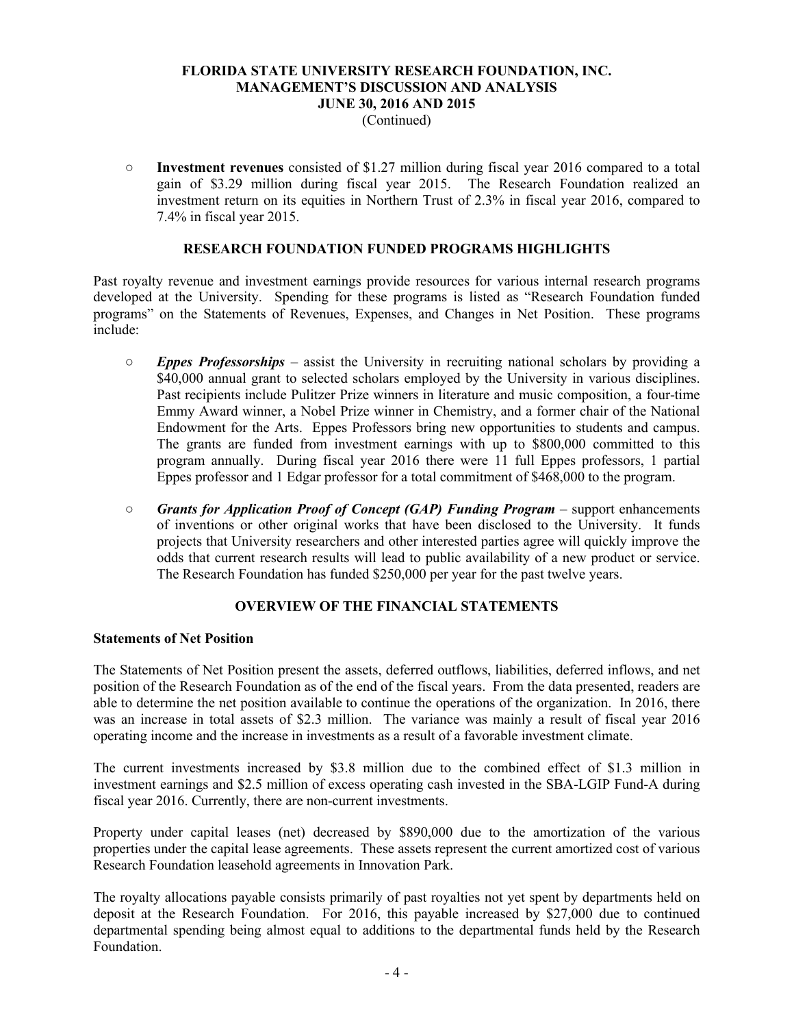- **Investment revenues** consisted of $1.27 million during fiscal year 2016 compared to a total gain of $3.29 million during fiscal year 2015. The Research Foundation realized an investment return on its equities in Northern Trust of 2.3% in fiscal year 2016, compared to 7.4% in fiscal year 2015.

## RESEARCH FOUNDATION FUNDED PROGRAMS HIGHLIGHTS

Past royalty revenue and investment earnings provide resources for various internal research programs developed at the University. Spending for these programs is listed as "Research Foundation funded programs" on the Statements of Revenues, Expenses, and Changes in Net Position. These programs include:

- ***Eppes Professorships*** – assist the University in recruiting national scholars by providing a $40,000 annual grant to selected scholars employed by the University in various disciplines. Past recipients include Pulitzer Prize winners in literature and music composition, a four-time Emmy Award winner, a Nobel Prize winner in Chemistry, and a former chair of the National Endowment for the Arts. Eppes Professors bring new opportunities to students and campus. The grants are funded from investment earnings with up to $800,000 committed to this program annually. During fiscal year 2016 there were 11 full Eppes professors, 1 partial Eppes professor and 1 Edgar professor for a total commitment of $468,000 to the program.

- ***Grants for Application Proof of Concept (GAP) Funding Program*** – support enhancements of inventions or other original works that have been disclosed to the University. It funds projects that University researchers and other interested parties agree will quickly improve the odds that current research results will lead to public availability of a new product or service. The Research Foundation has funded $250,000 per year for the past twelve years.

## OVERVIEW OF THE FINANCIAL STATEMENTS

### Statements of Net Position

The Statements of Net Position present the assets, deferred outflows, liabilities, deferred inflows, and net position of the Research Foundation as of the end of the fiscal years. From the data presented, readers are able to determine the net position available to continue the operations of the organization. In 2016, there was an increase in total assets of $2.3 million. The variance was mainly a result of fiscal year 2016 operating income and the increase in investments as a result of a favorable investment climate.

The current investments increased by $3.8 million due to the combined effect of $1.3 million in investment earnings and $2.5 million of excess operating cash invested in the SBA-LGIP Fund-A during fiscal year 2016. Currently, there are non-current investments.

Property under capital leases (net) decreased by $890,000 due to the amortization of the various properties under the capital lease agreements. These assets represent the current amortized cost of various Research Foundation leasehold agreements in Innovation Park.

The royalty allocations payable consists primarily of past royalties not yet spent by departments held on deposit at the Research Foundation. For 2016, this payable increased by $27,000 due to continued departmental spending being almost equal to additions to the departmental funds held by the Research Foundation.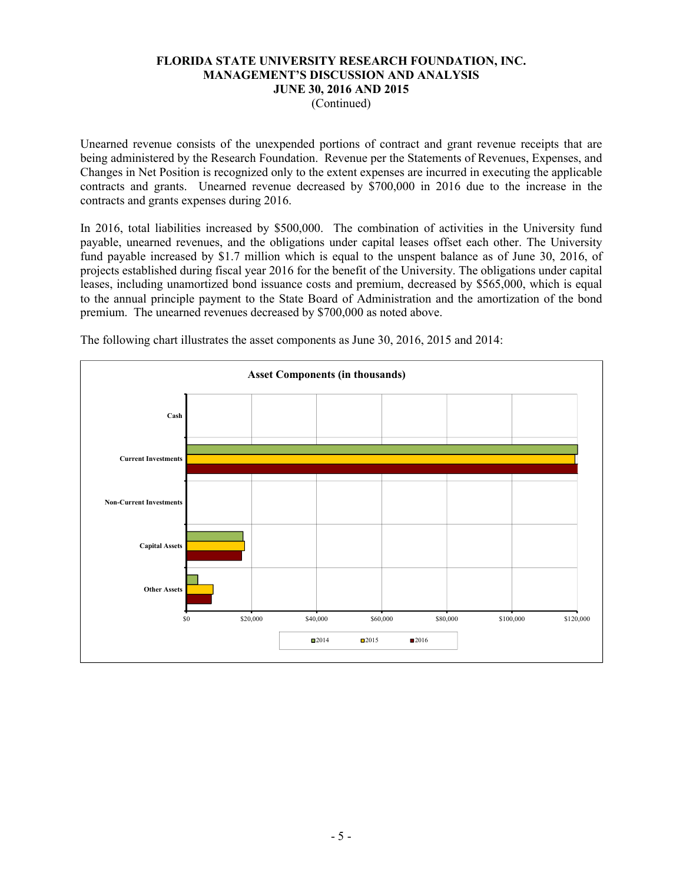# FLORIDA STATE UNIVERSITY RESEARCH FOUNDATION, INC.
## MANAGEMENT'S DISCUSSION AND ANALYSIS
## JUNE 30, 2016 AND 2015
(Continued)

Unearned revenue consists of the unexpended portions of contract and grant revenue receipts that are being administered by the Research Foundation. Revenue per the Statements of Revenues, Expenses, and Changes in Net Position is recognized only to the extent expenses are incurred in executing the applicable contracts and grants. Unearned revenue decreased by $700,000 in 2016 due to the increase in the contracts and grants expenses during 2016.

In 2016, total liabilities increased by $500,000. The combination of activities in the University fund payable, unearned revenues, and the obligations under capital leases offset each other. The University fund payable increased by $1.7 million which is equal to the unspent balance as of June 30, 2016, of projects established during fiscal year 2016 for the benefit of the University. The obligations under capital leases, including unamortized bond issuance costs and premium, decreased by $565,000, which is equal to the annual principle payment to the State Board of Administration and the amortization of the bond premium. The unearned revenues decreased by $700,000 as noted above.

The following chart illustrates the asset components as June 30, 2016, 2015 and 2014:

**Asset Components (in thousands)**

Cash

Current Investments

Non-Current Investments

Capital Assets

Other Assets

$0 $20,000 $40,000 $60,000 $80,000 $100,000 $120,000

2014 2015 2016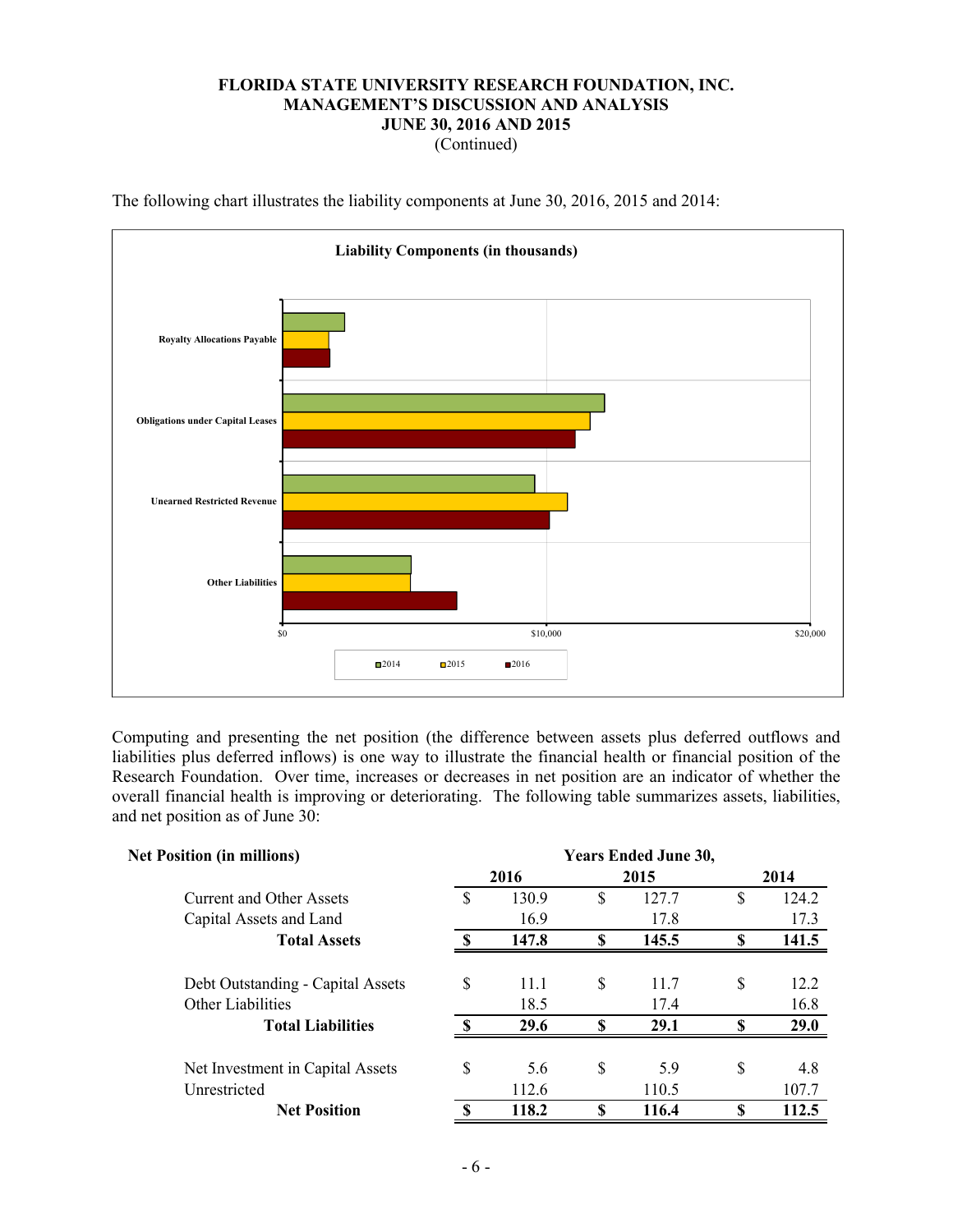The following chart illustrates the liability components at June 30, 2016, 2015 and 2014:

**Liability Components (in thousands)**

Royalty Allocations Payable

Obligations under Capital Leases

Unearned Restricted Revenue

Other Liabilities

$0 $10,000 $20,000

2014 2015 2016

Computing and presenting the net position (the difference between assets plus deferred outflows and liabilities plus deferred inflows) is one way to illustrate the financial health or financial position of the Research Foundation. Over time, increases or decreases in net position are an indicator of whether the overall financial health is improving or deteriorating. The following table summarizes assets, liabilities, and net position as of June 30:

| **Net Position (in millions)** | **Years Ended June 30,** | | |
|---|---|---|---|
| | **2016** | **2015** | **2014** |
| Current and Other Assets | $ 130.9 | $ 127.7 | $ 124.2 |
| Capital Assets and Land | 16.9 | 17.8 | 17.3 |
| **Total Assets** | **$ 147.8** | **$ 145.5** | **$ 141.5** |
| Debt Outstanding - Capital Assets | $ 11.1 | $ 11.7 | $ 12.2 |
| Other Liabilities | 18.5 | 17.4 | 16.8 |
| **Total Liabilities** | **$ 29.6** | **$ 29.1** | **$ 29.0** |
| Net Investment in Capital Assets | $ 5.6 | $ 5.9 | $ 4.8 |
| Unrestricted | 112.6 | 110.5 | 107.7 |
| **Net Position** | **$ 118.2** | **$ 116.4** | **$ 112.5** |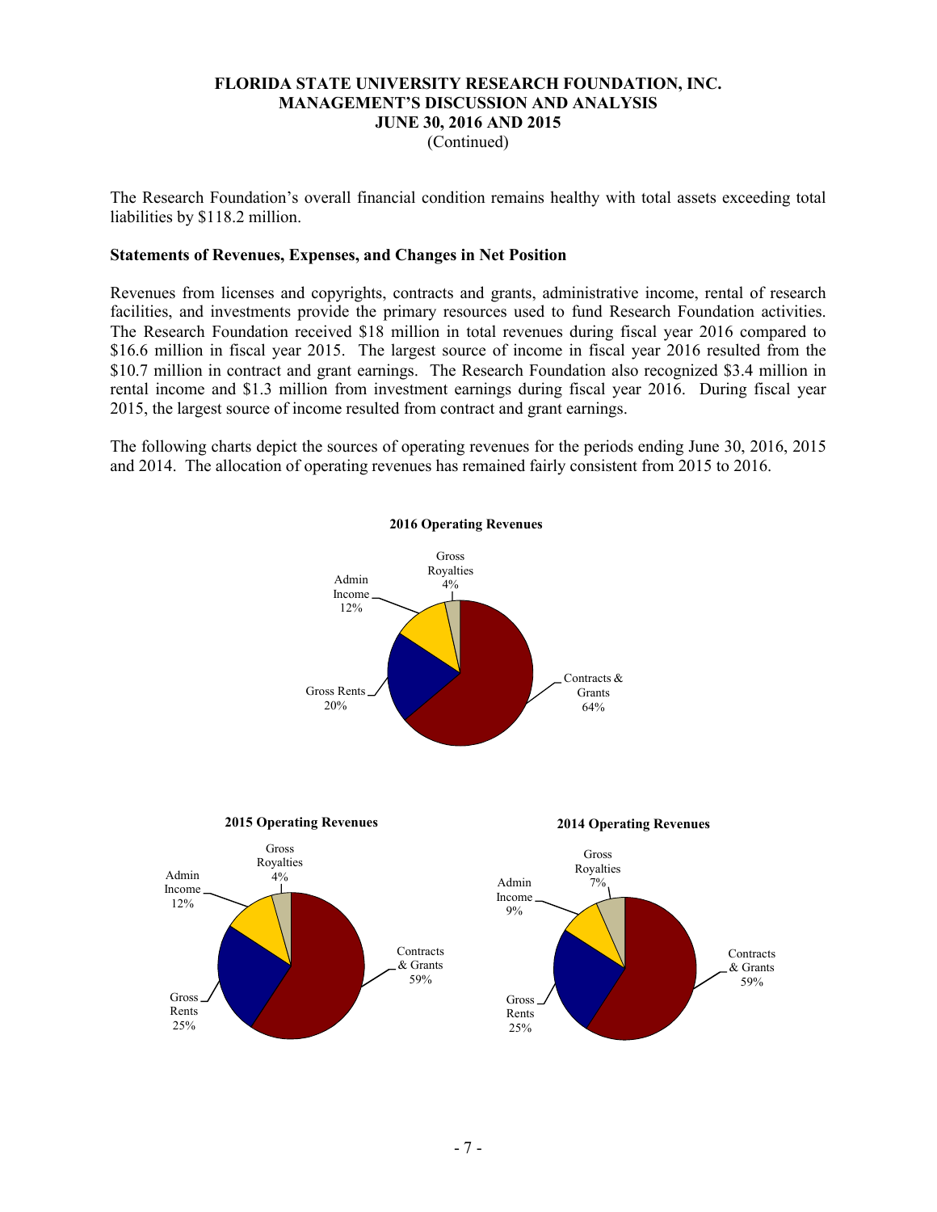The Research Foundation's overall financial condition remains healthy with total assets exceeding total liabilities by $118.2 million.

**Statements of Revenues, Expenses, and Changes in Net Position**

Revenues from licenses and copyrights, contracts and grants, administrative income, rental of research facilities, and investments provide the primary resources used to fund Research Foundation activities. The Research Foundation received $18 million in total revenues during fiscal year 2016 compared to $16.6 million in fiscal year 2015. The largest source of income in fiscal year 2016 resulted from the $10.7 million in contract and grant earnings. The Research Foundation also recognized $3.4 million in rental income and $1.3 million from investment earnings during fiscal year 2016. During fiscal year 2015, the largest source of income resulted from contract and grant earnings.

The following charts depict the sources of operating revenues for the periods ending June 30, 2016, 2015 and 2014. The allocation of operating revenues has remained fairly consistent from 2015 to 2016.

**2016 Operating Revenues**

| Source | Percentage |
|---|---|
| Contracts & Grants | 64% |
| Gross Rents | 20% |
| Admin Income | 12% |
| Gross Royalties | 4% |

**2015 Operating Revenues**

| Source | Percentage |
|---|---|
| Contracts & Grants | 59% |
| Gross Rents | 25% |
| Admin Income | 12% |
| Gross Royalties | 4% |

**2014 Operating Revenues**

| Source | Percentage |
|---|---|
| Contracts & Grants | 59% |
| Gross Rents | 25% |
| Admin Income | 9% |
| Gross Royalties | 7% |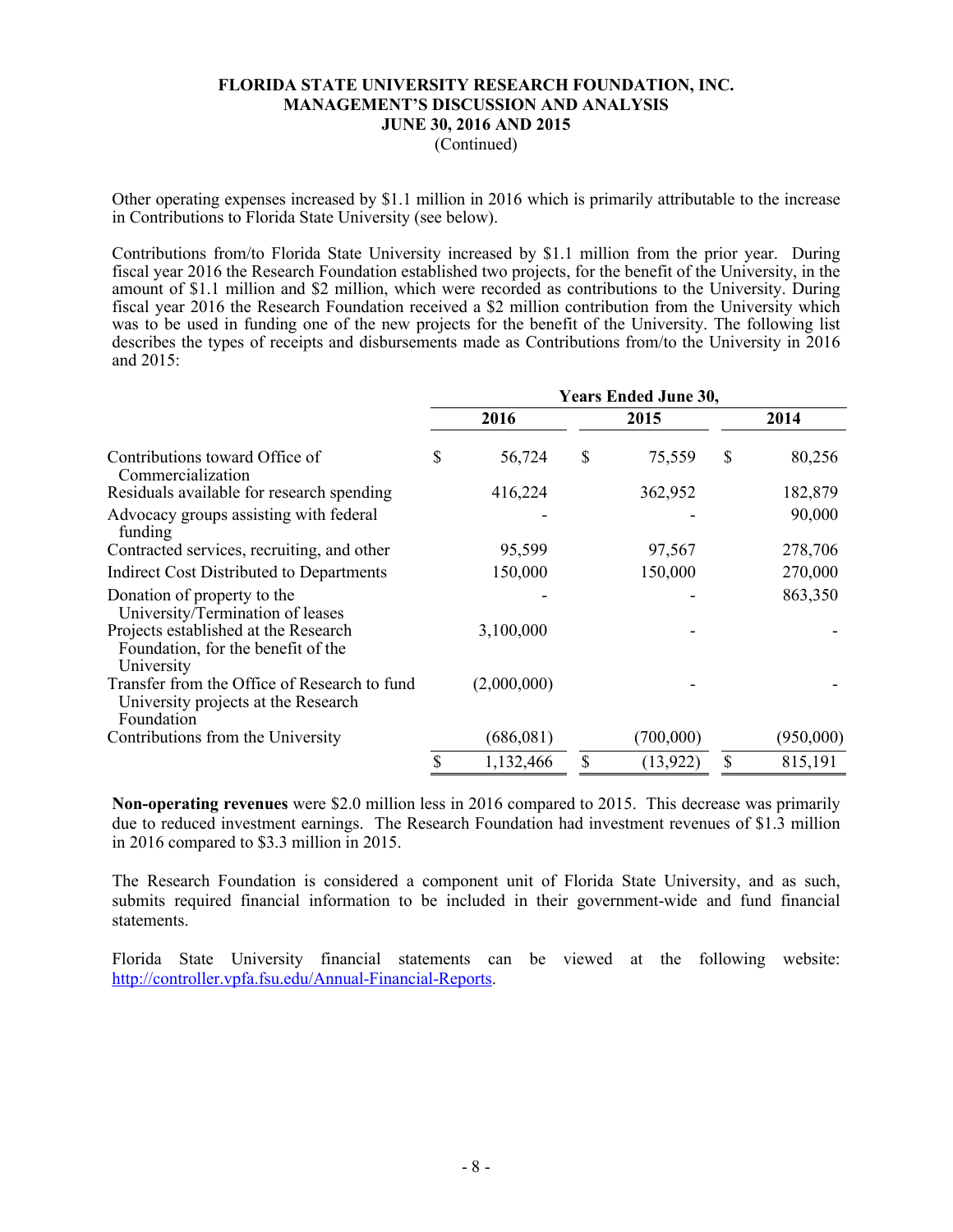# FLORIDA STATE UNIVERSITY RESEARCH FOUNDATION, INC.
## MANAGEMENT'S DISCUSSION AND ANALYSIS
## JUNE 30, 2016 AND 2015
(Continued)

Other operating expenses increased by $1.1 million in 2016 which is primarily attributable to the increase in Contributions to Florida State University (see below).

Contributions from/to Florida State University increased by $1.1 million from the prior year. During fiscal year 2016 the Research Foundation established two projects, for the benefit of the University, in the amount of $1.1 million and $2 million, which were recorded as contributions to the University. During fiscal year 2016 the Research Foundation received a $2 million contribution from the University which was to be used in funding one of the new projects for the benefit of the University. The following list describes the types of receipts and disbursements made as Contributions from/to the University in 2016 and 2015:

| | Years Ended June 30, | | |
|---|---|---|---|
| | 2016 | 2015 | 2014 |
| Contributions toward Office of Commercialization | $ 56,724 | $ 75,559 | $ 80,256 |
| Residuals available for research spending | 416,224 | 362,952 | 182,879 |
| Advocacy groups assisting with federal funding | - | - | 90,000 |
| Contracted services, recruiting, and other | 95,599 | 97,567 | 278,706 |
| Indirect Cost Distributed to Departments | 150,000 | 150,000 | 270,000 |
| Donation of property to the University/Termination of leases | - | - | 863,350 |
| Projects established at the Research Foundation, for the benefit of the University | 3,100,000 | - | - |
| Transfer from the Office of Research to fund University projects at the Research Foundation | (2,000,000) | - | - |
| Contributions from the University | (686,081) | (700,000) | (950,000) |
| | $ 1,132,466 | $ (13,922) | $ 815,191 |

**Non-operating revenues** were $2.0 million less in 2016 compared to 2015. This decrease was primarily due to reduced investment earnings. The Research Foundation had investment revenues of $1.3 million in 2016 compared to $3.3 million in 2015.

The Research Foundation is considered a component unit of Florida State University, and as such, submits required financial information to be included in their government-wide and fund financial statements.

Florida State University financial statements can be viewed at the following website: http://controller.vpfa.fsu.edu/Annual-Financial-Reports.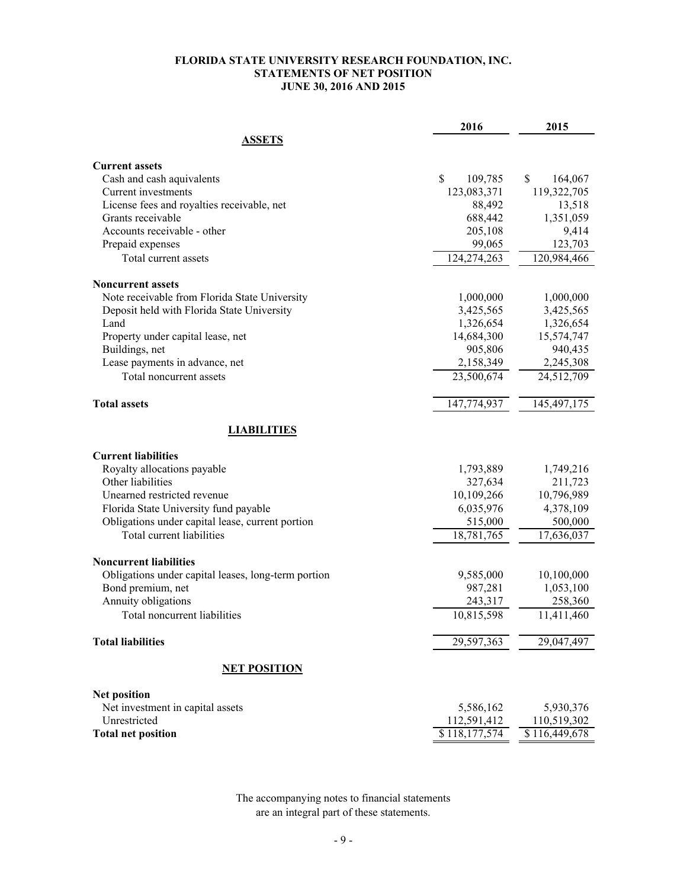**FLORIDA STATE UNIVERSITY RESEARCH FOUNDATION, INC.**
**STATEMENTS OF NET POSITION**
**JUNE 30, 2016 AND 2015**

| | 2016 | 2015 |
|---|---|---|
| **ASSETS** | | |
| **Current assets** | | |
| Cash and cash aquivalents | $ 109,785 | $ 164,067 |
| Current investments | 123,083,371 | 119,322,705 |
| License fees and royalties receivable, net | 88,492 | 13,518 |
| Grants receivable | 688,442 | 1,351,059 |
| Accounts receivable - other | 205,108 | 9,414 |
| Prepaid expenses | 99,065 | 123,703 |
| Total current assets | 124,274,263 | 120,984,466 |
| **Noncurrent assets** | | |
| Note receivable from Florida State University | 1,000,000 | 1,000,000 |
| Deposit held with Florida State University | 3,425,565 | 3,425,565 |
| Land | 1,326,654 | 1,326,654 |
| Property under capital lease, net | 14,684,300 | 15,574,747 |
| Buildings, net | 905,806 | 940,435 |
| Lease payments in advance, net | 2,158,349 | 2,245,308 |
| Total noncurrent assets | 23,500,674 | 24,512,709 |
| **Total assets** | 147,774,937 | 145,497,175 |
| **LIABILITIES** | | |
| **Current liabilities** | | |
| Royalty allocations payable | 1,793,889 | 1,749,216 |
| Other liabilities | 327,634 | 211,723 |
| Unearned restricted revenue | 10,109,266 | 10,796,989 |
| Florida State University fund payable | 6,035,976 | 4,378,109 |
| Obligations under capital lease, current portion | 515,000 | 500,000 |
| Total current liabilities | 18,781,765 | 17,636,037 |
| **Noncurrent liabilities** | | |
| Obligations under capital leases, long-term portion | 9,585,000 | 10,100,000 |
| Bond premium, net | 987,281 | 1,053,100 |
| Annuity obligations | 243,317 | 258,360 |
| Total noncurrent liabilities | 10,815,598 | 11,411,460 |
| **Total liabilities** | 29,597,363 | 29,047,497 |
| **NET POSITION** | | |
| **Net position** | | |
| Net investment in capital assets | 5,586,162 | 5,930,376 |
| Unrestricted | 112,591,412 | 110,519,302 |
| **Total net position** | $ 118,177,574 | $ 116,449,678 |

The accompanying notes to financial statements are an integral part of these statements.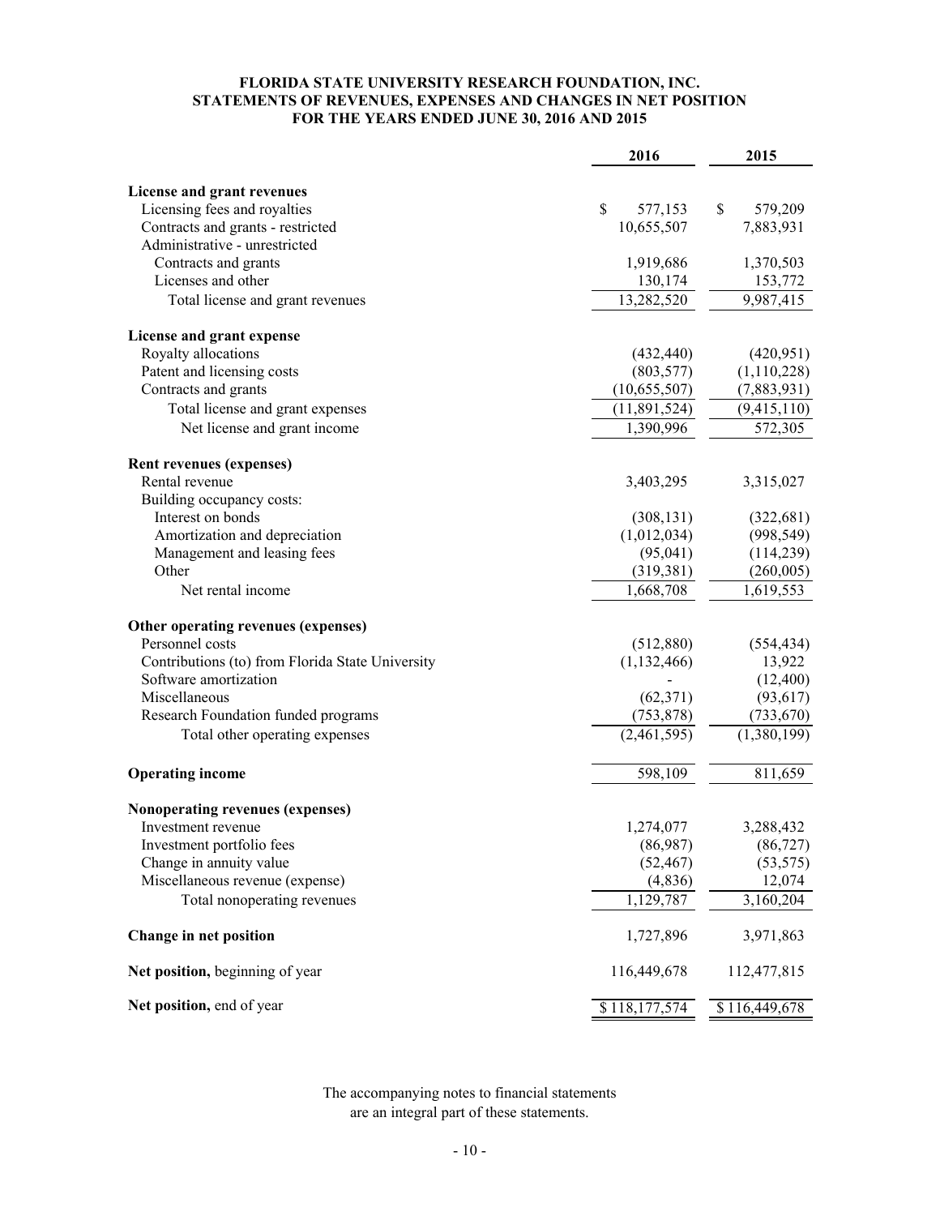**FLORIDA STATE UNIVERSITY RESEARCH FOUNDATION, INC.**
**STATEMENTS OF REVENUES, EXPENSES AND CHANGES IN NET POSITION**
**FOR THE YEARS ENDED JUNE 30, 2016 AND 2015**

| | 2016 | 2015 |
|---|---|---|
| **License and grant revenues** | | |
| Licensing fees and royalties | $ 577,153 | $ 579,209 |
| Contracts and grants - restricted | 10,655,507 | 7,883,931 |
| Administrative - unrestricted | | |
| Contracts and grants | 1,919,686 | 1,370,503 |
| Licenses and other | 130,174 | 153,772 |
| Total license and grant revenues | 13,282,520 | 9,987,415 |
| **License and grant expense** | | |
| Royalty allocations | (432,440) | (420,951) |
| Patent and licensing costs | (803,577) | (1,110,228) |
| Contracts and grants | (10,655,507) | (7,883,931) |
| Total license and grant expenses | (11,891,524) | (9,415,110) |
| Net license and grant income | 1,390,996 | 572,305 |
| **Rent revenues (expenses)** | | |
| Rental revenue | 3,403,295 | 3,315,027 |
| Building occupancy costs: | | |
| Interest on bonds | (308,131) | (322,681) |
| Amortization and depreciation | (1,012,034) | (998,549) |
| Management and leasing fees | (95,041) | (114,239) |
| Other | (319,381) | (260,005) |
| Net rental income | 1,668,708 | 1,619,553 |
| **Other operating revenues (expenses)** | | |
| Personnel costs | (512,880) | (554,434) |
| Contributions (to) from Florida State University | (1,132,466) | 13,922 |
| Software amortization | - | (12,400) |
| Miscellaneous | (62,371) | (93,617) |
| Research Foundation funded programs | (753,878) | (733,670) |
| Total other operating expenses | (2,461,595) | (1,380,199) |
| **Operating income** | 598,109 | 811,659 |
| **Nonoperating revenues (expenses)** | | |
| Investment revenue | 1,274,077 | 3,288,432 |
| Investment portfolio fees | (86,987) | (86,727) |
| Change in annuity value | (52,467) | (53,575) |
| Miscellaneous revenue (expense) | (4,836) | 12,074 |
| Total nonoperating revenues | 1,129,787 | 3,160,204 |
| **Change in net position** | 1,727,896 | 3,971,863 |
| **Net position,** beginning of year | 116,449,678 | 112,477,815 |
| **Net position,** end of year | $ 118,177,574 | $ 116,449,678 |

The accompanying notes to financial statements are an integral part of these statements.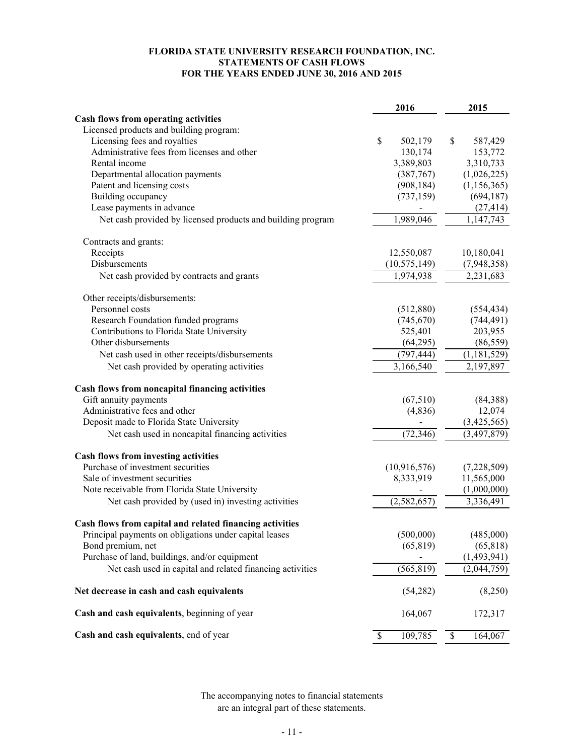# FLORIDA STATE UNIVERSITY RESEARCH FOUNDATION, INC.
## STATEMENTS OF CASH FLOWS
### FOR THE YEARS ENDED JUNE 30, 2016 AND 2015

| | 2016 | 2015 |
|---|---|---|
| **Cash flows from operating activities** | | |
| Licensed products and building program: | | |
| Licensing fees and royalties | $ 502,179 | $ 587,429 |
| Administrative fees from licenses and other | 130,174 | 153,772 |
| Rental income | 3,389,803 | 3,310,733 |
| Departmental allocation payments | (387,767) | (1,026,225) |
| Patent and licensing costs | (908,184) | (1,156,365) |
| Building occupancy | (737,159) | (694,187) |
| Lease payments in advance | - | (27,414) |
| Net cash provided by licensed products and building program | 1,989,046 | 1,147,743 |
| | | |
| Contracts and grants: | | |
| Receipts | 12,550,087 | 10,180,041 |
| Disbursements | (10,575,149) | (7,948,358) |
| Net cash provided by contracts and grants | 1,974,938 | 2,231,683 |
| | | |
| Other receipts/disbursements: | | |
| Personnel costs | (512,880) | (554,434) |
| Research Foundation funded programs | (745,670) | (744,491) |
| Contributions to Florida State University | 525,401 | 203,955 |
| Other disbursements | (64,295) | (86,559) |
| Net cash used in other receipts/disbursements | (797,444) | (1,181,529) |
| Net cash provided by operating activities | 3,166,540 | 2,197,897 |
| | | |
| **Cash flows from noncapital financing activities** | | |
| Gift annuity payments | (67,510) | (84,388) |
| Administrative fees and other | (4,836) | 12,074 |
| Deposit made to Florida State University | - | (3,425,565) |
| Net cash used in noncapital financing activities | (72,346) | (3,497,879) |
| | | |
| **Cash flows from investing activities** | | |
| Purchase of investment securities | (10,916,576) | (7,228,509) |
| Sale of investment securities | 8,333,919 | 11,565,000 |
| Note receivable from Florida State University | - | (1,000,000) |
| Net cash provided by (used in) investing activities | (2,582,657) | 3,336,491 |
| | | |
| **Cash flows from capital and related financing activities** | | |
| Principal payments on obligations under capital leases | (500,000) | (485,000) |
| Bond premium, net | (65,819) | (65,818) |
| Purchase of land, buildings, and/or equipment | - | (1,493,941) |
| Net cash used in capital and related financing activities | (565,819) | (2,044,759) |
| | | |
| **Net decrease in cash and cash equivalents** | (54,282) | (8,250) |
| | | |
| **Cash and cash equivalents**, beginning of year | 164,067 | 172,317 |
| | | |
| **Cash and cash equivalents**, end of year | $ 109,785 | $ 164,067 |

The accompanying notes to financial statements are an integral part of these statements.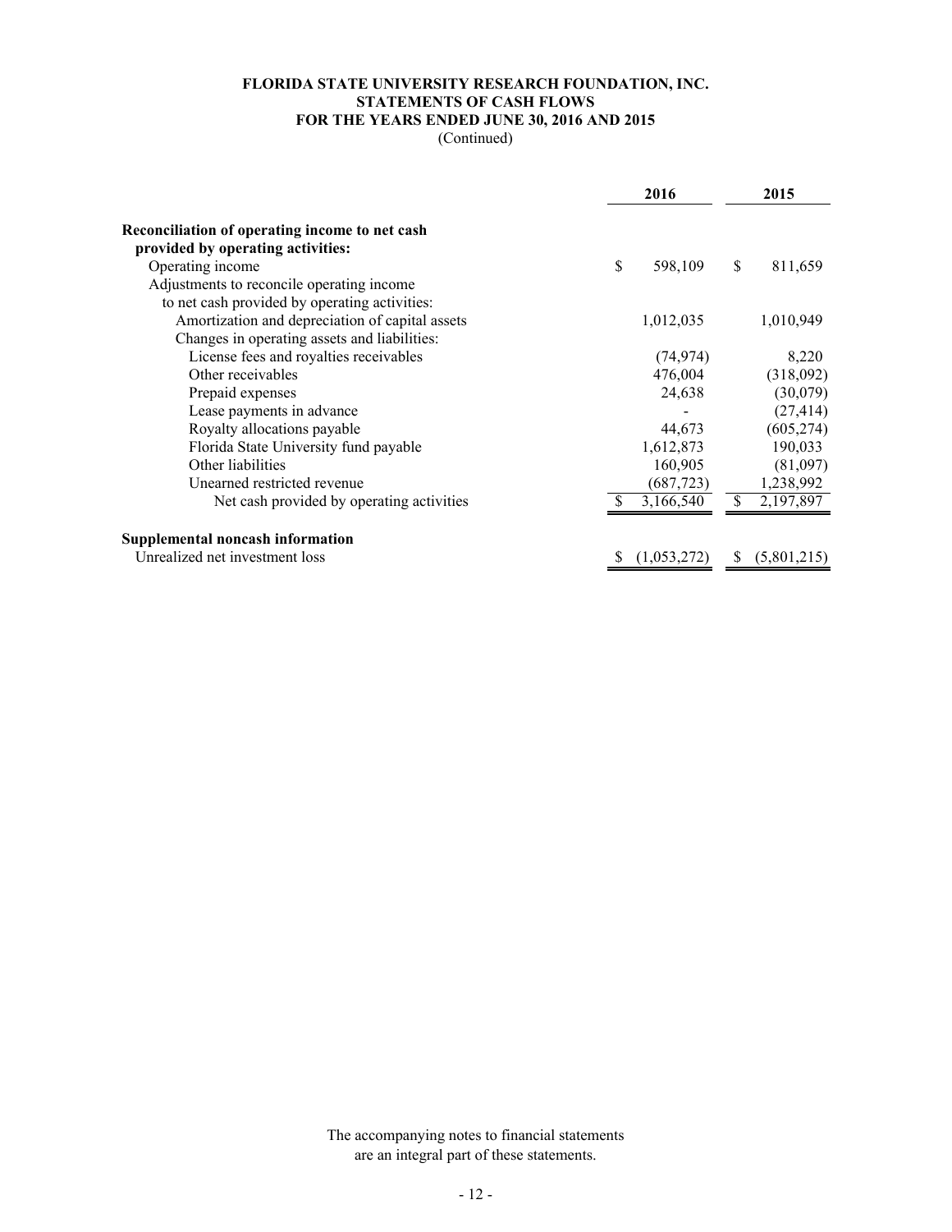**FLORIDA STATE UNIVERSITY RESEARCH FOUNDATION, INC.**
**STATEMENTS OF CASH FLOWS**
**FOR THE YEARS ENDED JUNE 30, 2016 AND 2015**
(Continued)

| | 2016 | 2015 |
|---|---|---|
| **Reconciliation of operating income to net cash provided by operating activities:** | | |
| Operating income | $ 598,109 | $ 811,659 |
| Adjustments to reconcile operating income to net cash provided by operating activities: | | |
| Amortization and depreciation of capital assets | 1,012,035 | 1,010,949 |
| Changes in operating assets and liabilities: | | |
| License fees and royalties receivables | (74,974) | 8,220 |
| Other receivables | 476,004 | (318,092) |
| Prepaid expenses | 24,638 | (30,079) |
| Lease payments in advance | - | (27,414) |
| Royalty allocations payable | 44,673 | (605,274) |
| Florida State University fund payable | 1,612,873 | 190,033 |
| Other liabilities | 160,905 | (81,097) |
| Unearned restricted revenue | (687,723) | 1,238,992 |
| Net cash provided by operating activities | $ 3,166,540 | $ 2,197,897 |
| **Supplemental noncash information** | | |
| Unrealized net investment loss | $ (1,053,272) | $ (5,801,215) |

The accompanying notes to financial statements are an integral part of these statements.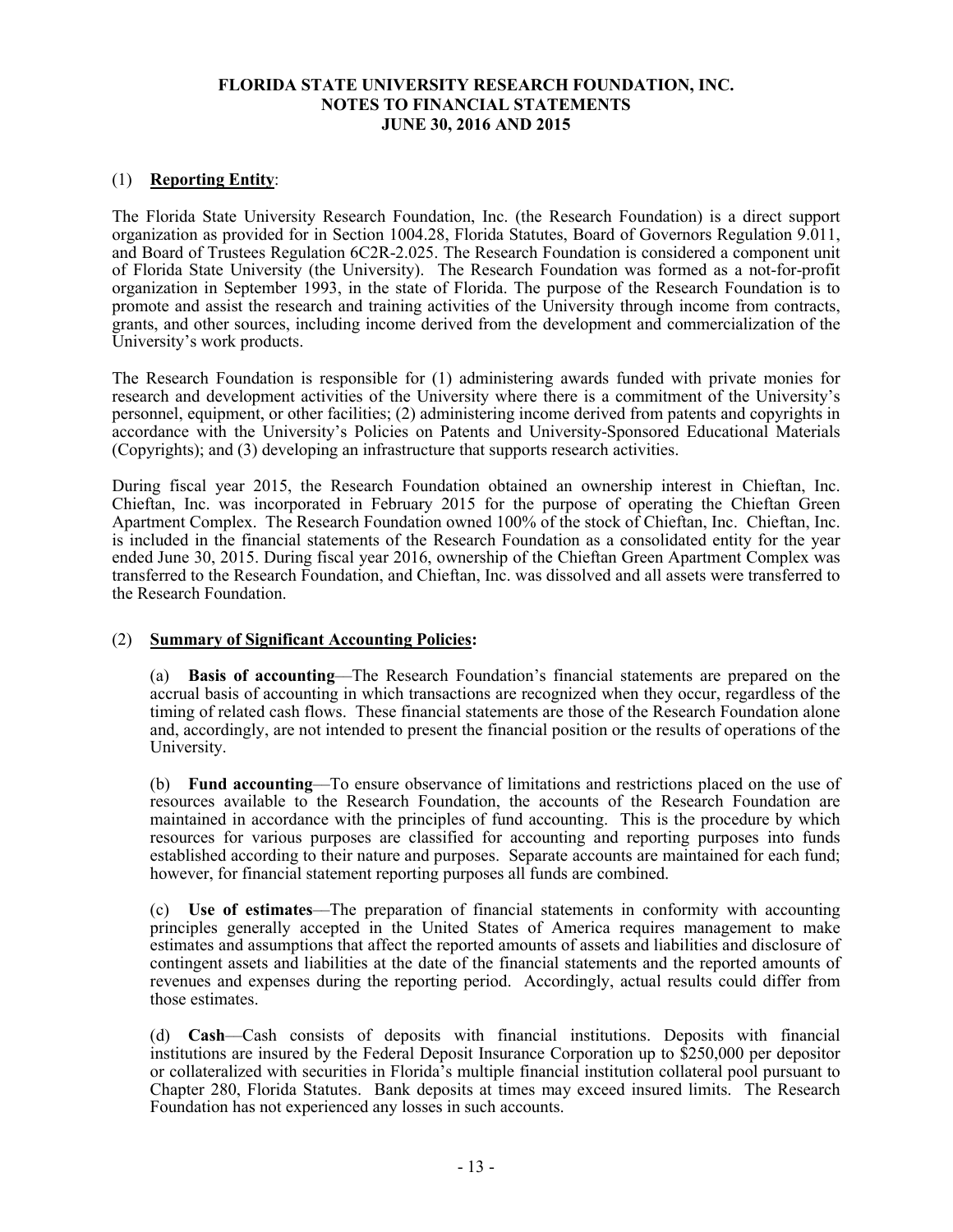# FLORIDA STATE UNIVERSITY RESEARCH FOUNDATION, INC.
## NOTES TO FINANCIAL STATEMENTS
### JUNE 30, 2016 AND 2015

(1) **Reporting Entity**:

The Florida State University Research Foundation, Inc. (the Research Foundation) is a direct support organization as provided for in Section 1004.28, Florida Statutes, Board of Governors Regulation 9.011, and Board of Trustees Regulation 6C2R-2.025. The Research Foundation is considered a component unit of Florida State University (the University). The Research Foundation was formed as a not-for-profit organization in September 1993, in the state of Florida. The purpose of the Research Foundation is to promote and assist the research and training activities of the University through income from contracts, grants, and other sources, including income derived from the development and commercialization of the University's work products.

The Research Foundation is responsible for (1) administering awards funded with private monies for research and development activities of the University where there is a commitment of the University's personnel, equipment, or other facilities; (2) administering income derived from patents and copyrights in accordance with the University's Policies on Patents and University-Sponsored Educational Materials (Copyrights); and (3) developing an infrastructure that supports research activities.

During fiscal year 2015, the Research Foundation obtained an ownership interest in Chieftan, Inc. Chieftan, Inc. was incorporated in February 2015 for the purpose of operating the Chieftan Green Apartment Complex. The Research Foundation owned 100% of the stock of Chieftan, Inc. Chieftan, Inc. is included in the financial statements of the Research Foundation as a consolidated entity for the year ended June 30, 2015. During fiscal year 2016, ownership of the Chieftan Green Apartment Complex was transferred to the Research Foundation, and Chieftan, Inc. was dissolved and all assets were transferred to the Research Foundation.

(2) **Summary of Significant Accounting Policies:**

(a) **Basis of accounting**—The Research Foundation's financial statements are prepared on the accrual basis of accounting in which transactions are recognized when they occur, regardless of the timing of related cash flows. These financial statements are those of the Research Foundation alone and, accordingly, are not intended to present the financial position or the results of operations of the University.

(b) **Fund accounting**—To ensure observance of limitations and restrictions placed on the use of resources available to the Research Foundation, the accounts of the Research Foundation are maintained in accordance with the principles of fund accounting. This is the procedure by which resources for various purposes are classified for accounting and reporting purposes into funds established according to their nature and purposes. Separate accounts are maintained for each fund; however, for financial statement reporting purposes all funds are combined.

(c) **Use of estimates**—The preparation of financial statements in conformity with accounting principles generally accepted in the United States of America requires management to make estimates and assumptions that affect the reported amounts of assets and liabilities and disclosure of contingent assets and liabilities at the date of the financial statements and the reported amounts of revenues and expenses during the reporting period. Accordingly, actual results could differ from those estimates.

(d) **Cash**—Cash consists of deposits with financial institutions. Deposits with financial institutions are insured by the Federal Deposit Insurance Corporation up to $250,000 per depositor or collateralized with securities in Florida's multiple financial institution collateral pool pursuant to Chapter 280, Florida Statutes. Bank deposits at times may exceed insured limits. The Research Foundation has not experienced any losses in such accounts.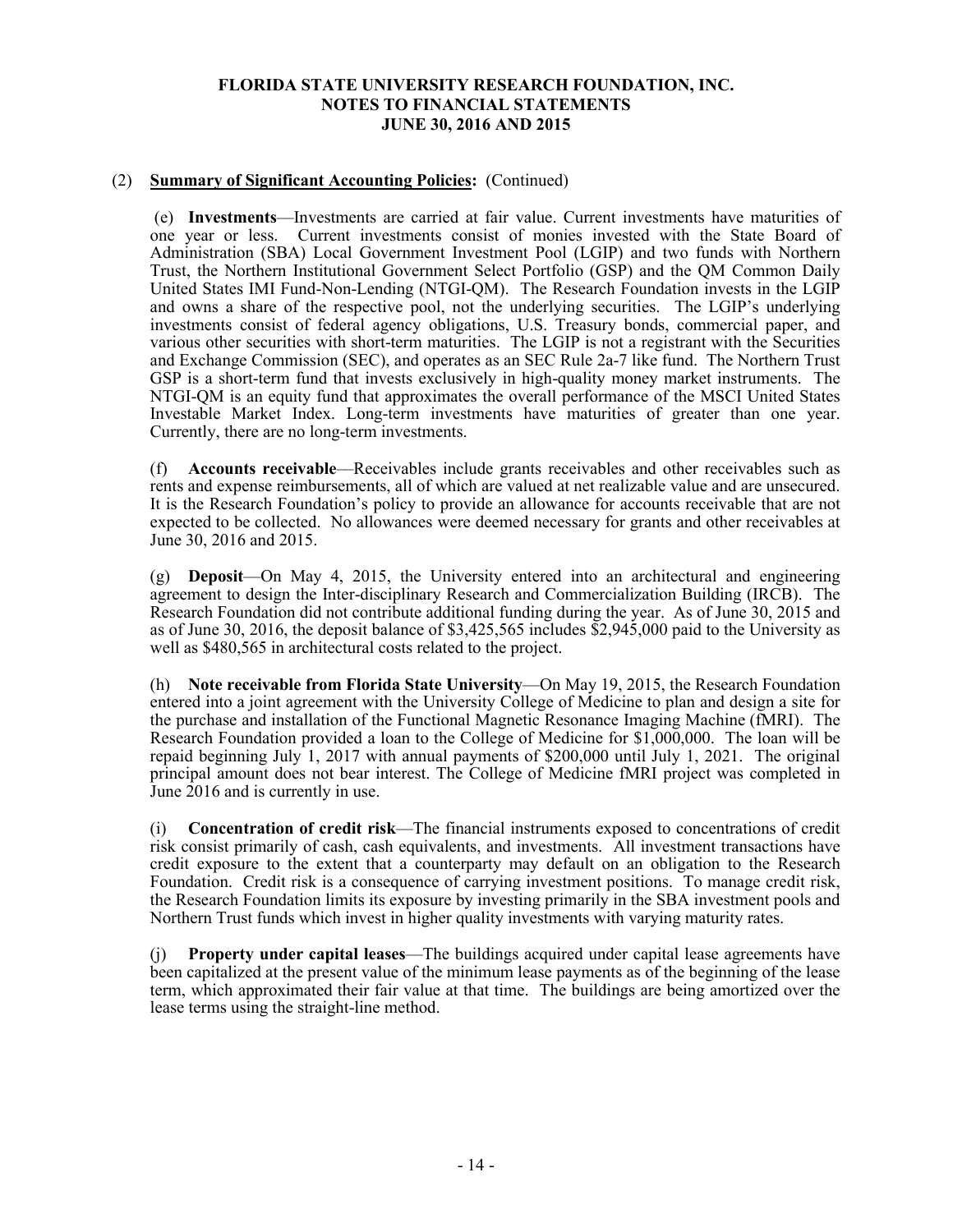# FLORIDA STATE UNIVERSITY RESEARCH FOUNDATION, INC.
## NOTES TO FINANCIAL STATEMENTS
## JUNE 30, 2016 AND 2015

(2) **Summary of Significant Accounting Policies:** (Continued)

(e) **Investments**—Investments are carried at fair value. Current investments have maturities of one year or less. Current investments consist of monies invested with the State Board of Administration (SBA) Local Government Investment Pool (LGIP) and two funds with Northern Trust, the Northern Institutional Government Select Portfolio (GSP) and the QM Common Daily United States IMI Fund-Non-Lending (NTGI-QM). The Research Foundation invests in the LGIP and owns a share of the respective pool, not the underlying securities. The LGIP's underlying investments consist of federal agency obligations, U.S. Treasury bonds, commercial paper, and various other securities with short-term maturities. The LGIP is not a registrant with the Securities and Exchange Commission (SEC), and operates as an SEC Rule 2a-7 like fund. The Northern Trust GSP is a short-term fund that invests exclusively in high-quality money market instruments. The NTGI-QM is an equity fund that approximates the overall performance of the MSCI United States Investable Market Index. Long-term investments have maturities of greater than one year. Currently, there are no long-term investments.

(f) **Accounts receivable**—Receivables include grants receivables and other receivables such as rents and expense reimbursements, all of which are valued at net realizable value and are unsecured. It is the Research Foundation's policy to provide an allowance for accounts receivable that are not expected to be collected. No allowances were deemed necessary for grants and other receivables at June 30, 2016 and 2015.

(g) **Deposit**—On May 4, 2015, the University entered into an architectural and engineering agreement to design the Inter-disciplinary Research and Commercialization Building (IRCB). The Research Foundation did not contribute additional funding during the year. As of June 30, 2015 and as of June 30, 2016, the deposit balance of $3,425,565 includes $2,945,000 paid to the University as well as $480,565 in architectural costs related to the project.

(h) **Note receivable from Florida State University**—On May 19, 2015, the Research Foundation entered into a joint agreement with the University College of Medicine to plan and design a site for the purchase and installation of the Functional Magnetic Resonance Imaging Machine (fMRI). The Research Foundation provided a loan to the College of Medicine for $1,000,000. The loan will be repaid beginning July 1, 2017 with annual payments of $200,000 until July 1, 2021. The original principal amount does not bear interest. The College of Medicine fMRI project was completed in June 2016 and is currently in use.

(i) **Concentration of credit risk**—The financial instruments exposed to concentrations of credit risk consist primarily of cash, cash equivalents, and investments. All investment transactions have credit exposure to the extent that a counterparty may default on an obligation to the Research Foundation. Credit risk is a consequence of carrying investment positions. To manage credit risk, the Research Foundation limits its exposure by investing primarily in the SBA investment pools and Northern Trust funds which invest in higher quality investments with varying maturity rates.

(j) **Property under capital leases**—The buildings acquired under capital lease agreements have been capitalized at the present value of the minimum lease payments as of the beginning of the lease term, which approximated their fair value at that time. The buildings are being amortized over the lease terms using the straight-line method.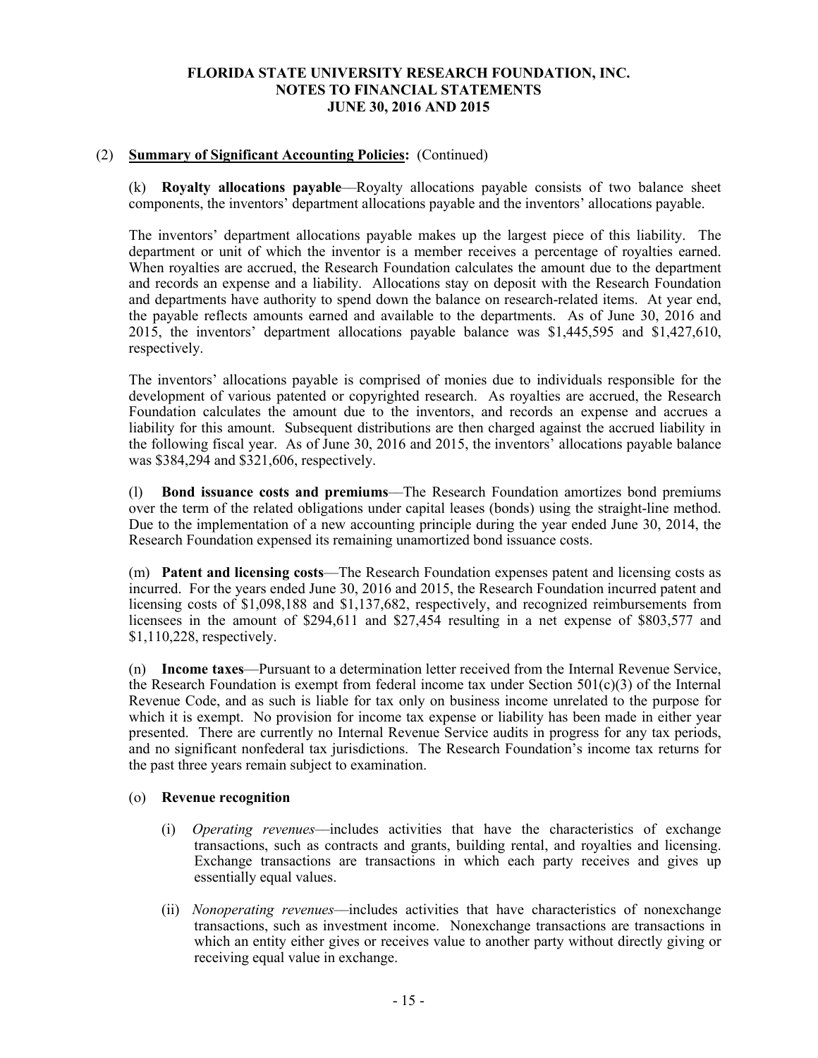## (2) **Summary of Significant Accounting Policies:** (Continued)

(k) **Royalty allocations payable**—Royalty allocations payable consists of two balance sheet components, the inventors' department allocations payable and the inventors' allocations payable.

The inventors' department allocations payable makes up the largest piece of this liability. The department or unit of which the inventor is a member receives a percentage of royalties earned. When royalties are accrued, the Research Foundation calculates the amount due to the department and records an expense and a liability. Allocations stay on deposit with the Research Foundation and departments have authority to spend down the balance on research-related items. At year end, the payable reflects amounts earned and available to the departments. As of June 30, 2016 and 2015, the inventors' department allocations payable balance was $1,445,595 and $1,427,610, respectively.

The inventors' allocations payable is comprised of monies due to individuals responsible for the development of various patented or copyrighted research. As royalties are accrued, the Research Foundation calculates the amount due to the inventors, and records an expense and accrues a liability for this amount. Subsequent distributions are then charged against the accrued liability in the following fiscal year. As of June 30, 2016 and 2015, the inventors' allocations payable balance was $384,294 and $321,606, respectively.

(l) **Bond issuance costs and premiums**—The Research Foundation amortizes bond premiums over the term of the related obligations under capital leases (bonds) using the straight-line method. Due to the implementation of a new accounting principle during the year ended June 30, 2014, the Research Foundation expensed its remaining unamortized bond issuance costs.

(m) **Patent and licensing costs**—The Research Foundation expenses patent and licensing costs as incurred. For the years ended June 30, 2016 and 2015, the Research Foundation incurred patent and licensing costs of $1,098,188 and $1,137,682, respectively, and recognized reimbursements from licensees in the amount of $294,611 and $27,454 resulting in a net expense of $803,577 and $1,110,228, respectively.

(n) **Income taxes**—Pursuant to a determination letter received from the Internal Revenue Service, the Research Foundation is exempt from federal income tax under Section 501(c)(3) of the Internal Revenue Code, and as such is liable for tax only on business income unrelated to the purpose for which it is exempt. No provision for income tax expense or liability has been made in either year presented. There are currently no Internal Revenue Service audits in progress for any tax periods, and no significant nonfederal tax jurisdictions. The Research Foundation's income tax returns for the past three years remain subject to examination.

(o) **Revenue recognition**

(i) *Operating revenues*—includes activities that have the characteristics of exchange transactions, such as contracts and grants, building rental, and royalties and licensing. Exchange transactions are transactions in which each party receives and gives up essentially equal values.

(ii) *Nonoperating revenues*—includes activities that have characteristics of nonexchange transactions, such as investment income. Nonexchange transactions are transactions in which an entity either gives or receives value to another party without directly giving or receiving equal value in exchange.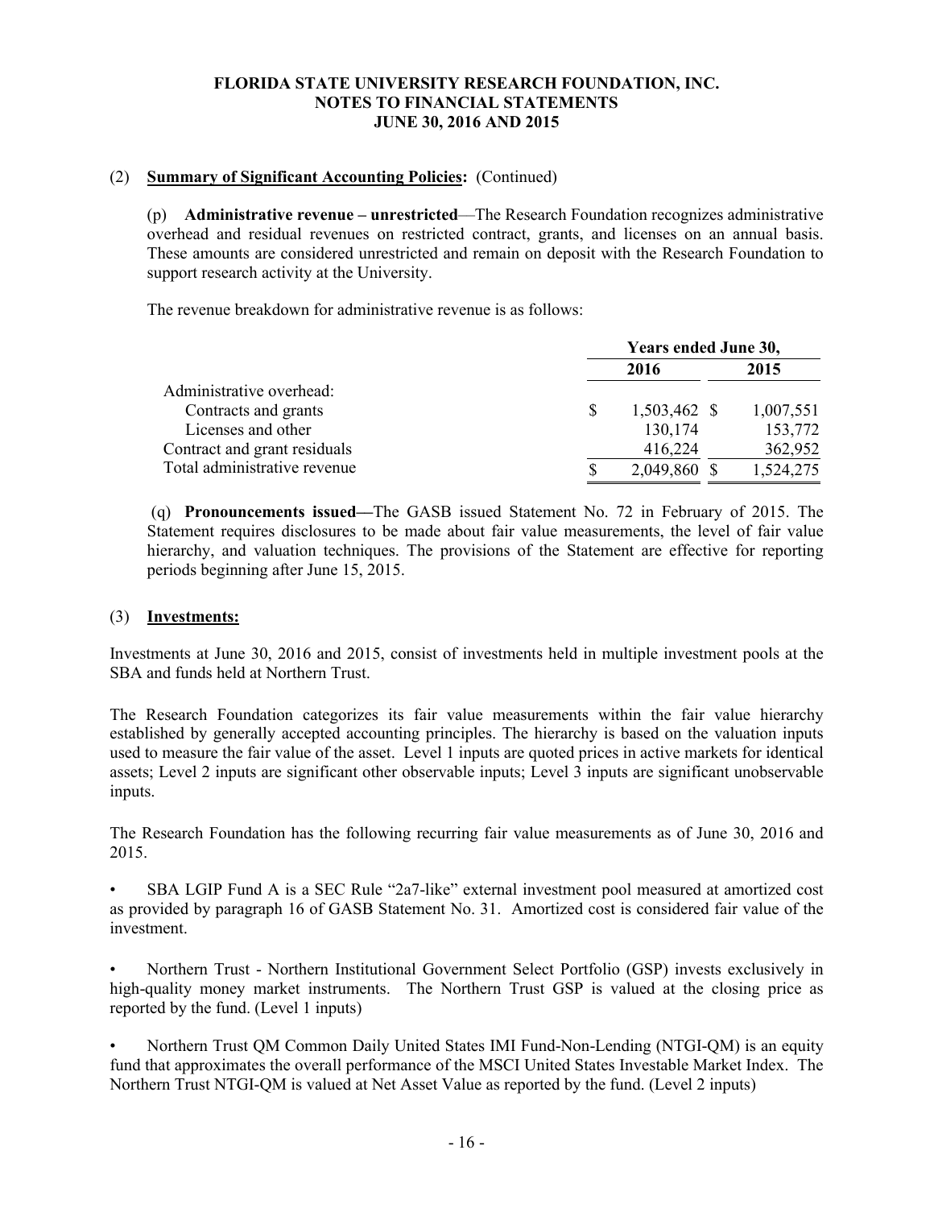(2) **Summary of Significant Accounting Policies:** (Continued)

(p) **Administrative revenue – unrestricted**—The Research Foundation recognizes administrative overhead and residual revenues on restricted contract, grants, and licenses on an annual basis. These amounts are considered unrestricted and remain on deposit with the Research Foundation to support research activity at the University.

The revenue breakdown for administrative revenue is as follows:

| | Years ended June 30, | |
|---|---|---|
| | **2016** | **2015** |
| Administrative overhead: | | |
| Contracts and grants | $ 1,503,462 | $ 1,007,551 |
| Licenses and other | 130,174 | 153,772 |
| Contract and grant residuals | 416,224 | 362,952 |
| Total administrative revenue | $ 2,049,860 | $ 1,524,275 |

(q) **Pronouncements issued—**The GASB issued Statement No. 72 in February of 2015. The Statement requires disclosures to be made about fair value measurements, the level of fair value hierarchy, and valuation techniques. The provisions of the Statement are effective for reporting periods beginning after June 15, 2015.

(3) **Investments:**

Investments at June 30, 2016 and 2015, consist of investments held in multiple investment pools at the SBA and funds held at Northern Trust.

The Research Foundation categorizes its fair value measurements within the fair value hierarchy established by generally accepted accounting principles. The hierarchy is based on the valuation inputs used to measure the fair value of the asset. Level 1 inputs are quoted prices in active markets for identical assets; Level 2 inputs are significant other observable inputs; Level 3 inputs are significant unobservable inputs.

The Research Foundation has the following recurring fair value measurements as of June 30, 2016 and 2015.

- SBA LGIP Fund A is a SEC Rule "2a7-like" external investment pool measured at amortized cost as provided by paragraph 16 of GASB Statement No. 31. Amortized cost is considered fair value of the investment.

- Northern Trust - Northern Institutional Government Select Portfolio (GSP) invests exclusively in high-quality money market instruments. The Northern Trust GSP is valued at the closing price as reported by the fund. (Level 1 inputs)

- Northern Trust QM Common Daily United States IMI Fund-Non-Lending (NTGI-QM) is an equity fund that approximates the overall performance of the MSCI United States Investable Market Index. The Northern Trust NTGI-QM is valued at Net Asset Value as reported by the fund. (Level 2 inputs)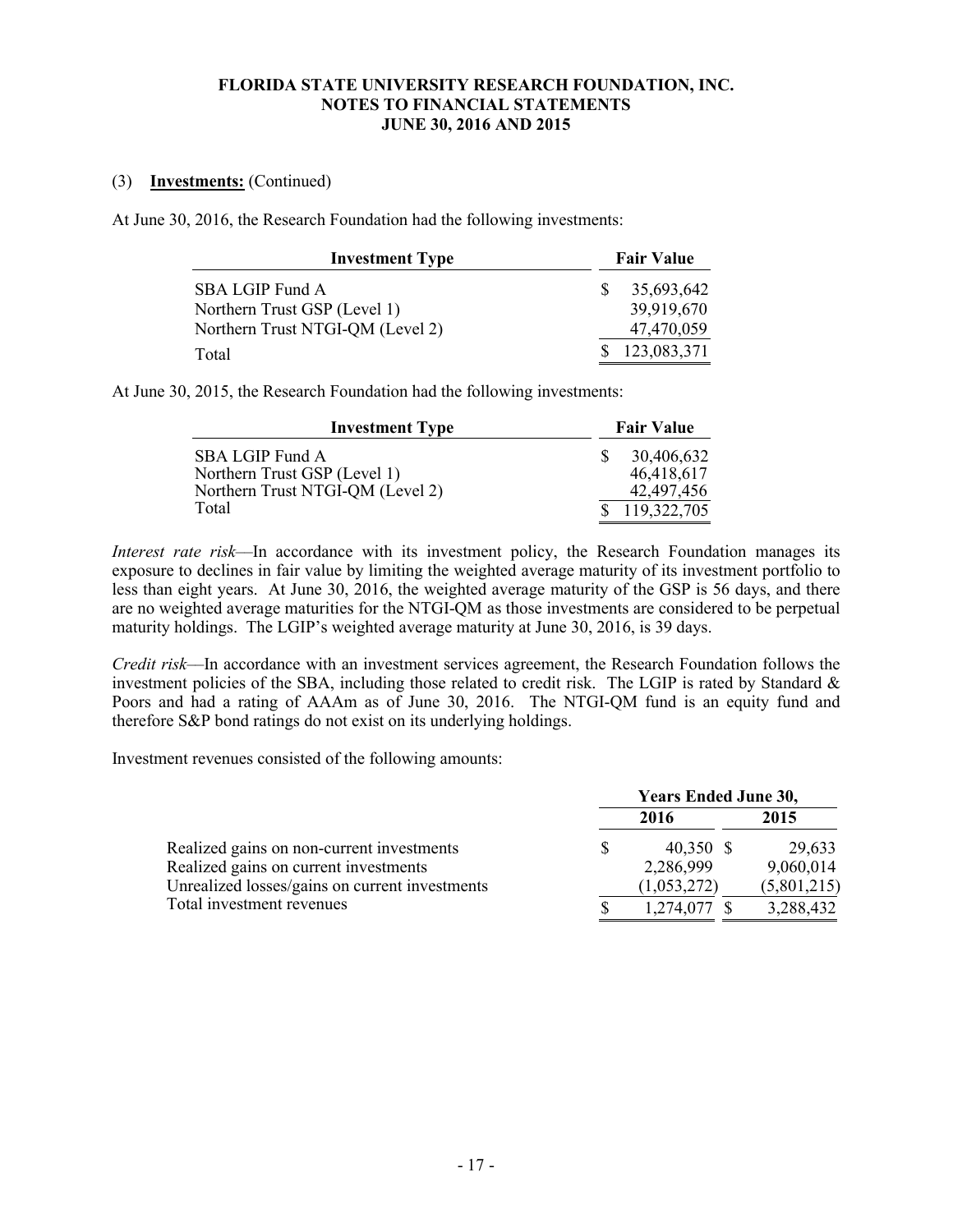# FLORIDA STATE UNIVERSITY RESEARCH FOUNDATION, INC.
## NOTES TO FINANCIAL STATEMENTS
## JUNE 30, 2016 AND 2015

(3) **Investments:** (Continued)

At June 30, 2016, the Research Foundation had the following investments:

| Investment Type | Fair Value |
|---|---|
| SBA LGIP Fund A | $ 35,693,642 |
| Northern Trust GSP (Level 1) | 39,919,670 |
| Northern Trust NTGI-QM (Level 2) | 47,470,059 |
| Total | $ 123,083,371 |

At June 30, 2015, the Research Foundation had the following investments:

| Investment Type | Fair Value |
|---|---|
| SBA LGIP Fund A | $ 30,406,632 |
| Northern Trust GSP (Level 1) | 46,418,617 |
| Northern Trust NTGI-QM (Level 2) | 42,497,456 |
| Total | $ 119,322,705 |

*Interest rate risk*—In accordance with its investment policy, the Research Foundation manages its exposure to declines in fair value by limiting the weighted average maturity of its investment portfolio to less than eight years. At June 30, 2016, the weighted average maturity of the GSP is 56 days, and there are no weighted average maturities for the NTGI-QM as those investments are considered to be perpetual maturity holdings. The LGIP's weighted average maturity at June 30, 2016, is 39 days.

*Credit risk*—In accordance with an investment services agreement, the Research Foundation follows the investment policies of the SBA, including those related to credit risk. The LGIP is rated by Standard & Poors and had a rating of AAAm as of June 30, 2016. The NTGI-QM fund is an equity fund and therefore S&P bond ratings do not exist on its underlying holdings.

Investment revenues consisted of the following amounts:

| | Years Ended June 30, | |
|---|---|---|
| | 2016 | 2015 |
| Realized gains on non-current investments | $ 40,350 | $ 29,633 |
| Realized gains on current investments | 2,286,999 | 9,060,014 |
| Unrealized losses/gains on current investments | (1,053,272) | (5,801,215) |
| Total investment revenues | $ 1,274,077 | $ 3,288,432 |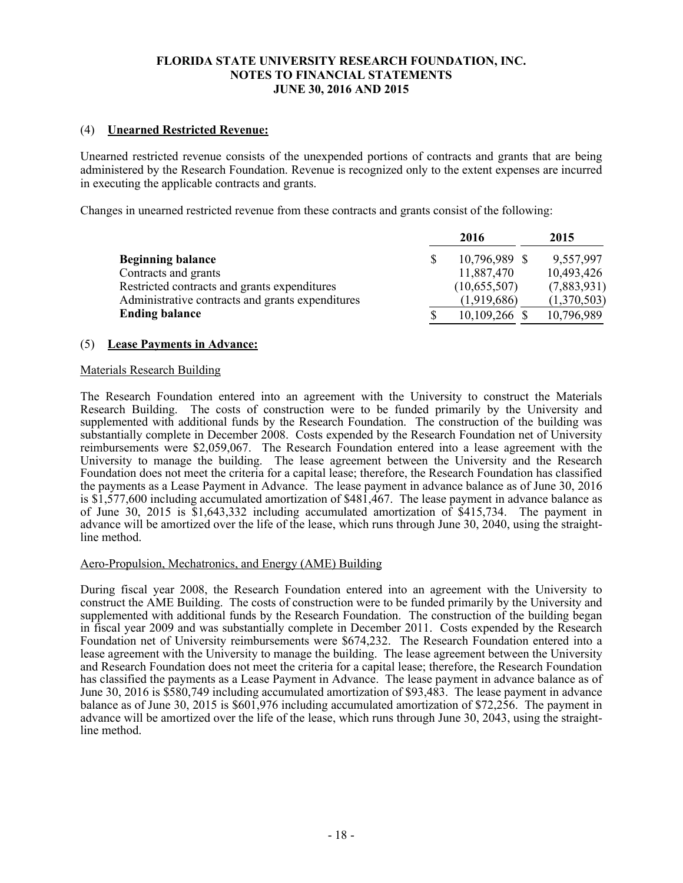# FLORIDA STATE UNIVERSITY RESEARCH FOUNDATION, INC.
## NOTES TO FINANCIAL STATEMENTS
## JUNE 30, 2016 AND 2015

### (4) Unearned Restricted Revenue:

Unearned restricted revenue consists of the unexpended portions of contracts and grants that are being administered by the Research Foundation. Revenue is recognized only to the extent expenses are incurred in executing the applicable contracts and grants.

Changes in unearned restricted revenue from these contracts and grants consist of the following:

| | 2016 | 2015 |
|---|---|---|
| **Beginning balance** | $ 10,796,989 | $ 9,557,997 |
| Contracts and grants | 11,887,470 | 10,493,426 |
| Restricted contracts and grants expenditures | (10,655,507) | (7,883,931) |
| Administrative contracts and grants expenditures | (1,919,686) | (1,370,503) |
| **Ending balance** | $ 10,109,266 | $ 10,796,989 |

### (5) Lease Payments in Advance:

Materials Research Building

The Research Foundation entered into an agreement with the University to construct the Materials Research Building. The costs of construction were to be funded primarily by the University and supplemented with additional funds by the Research Foundation. The construction of the building was substantially complete in December 2008. Costs expended by the Research Foundation net of University reimbursements were $2,059,067. The Research Foundation entered into a lease agreement with the University to manage the building. The lease agreement between the University and the Research Foundation does not meet the criteria for a capital lease; therefore, the Research Foundation has classified the payments as a Lease Payment in Advance. The lease payment in advance balance as of June 30, 2016 is $1,577,600 including accumulated amortization of $481,467. The lease payment in advance balance as of June 30, 2015 is $1,643,332 including accumulated amortization of $415,734. The payment in advance will be amortized over the life of the lease, which runs through June 30, 2040, using the straight-line method.

Aero-Propulsion, Mechatronics, and Energy (AME) Building

During fiscal year 2008, the Research Foundation entered into an agreement with the University to construct the AME Building. The costs of construction were to be funded primarily by the University and supplemented with additional funds by the Research Foundation. The construction of the building began in fiscal year 2009 and was substantially complete in December 2011. Costs expended by the Research Foundation net of University reimbursements were $674,232. The Research Foundation entered into a lease agreement with the University to manage the building. The lease agreement between the University and Research Foundation does not meet the criteria for a capital lease; therefore, the Research Foundation has classified the payments as a Lease Payment in Advance. The lease payment in advance balance as of June 30, 2016 is $580,749 including accumulated amortization of $93,483. The lease payment in advance balance as of June 30, 2015 is $601,976 including accumulated amortization of $72,256. The payment in advance will be amortized over the life of the lease, which runs through June 30, 2043, using the straight-line method.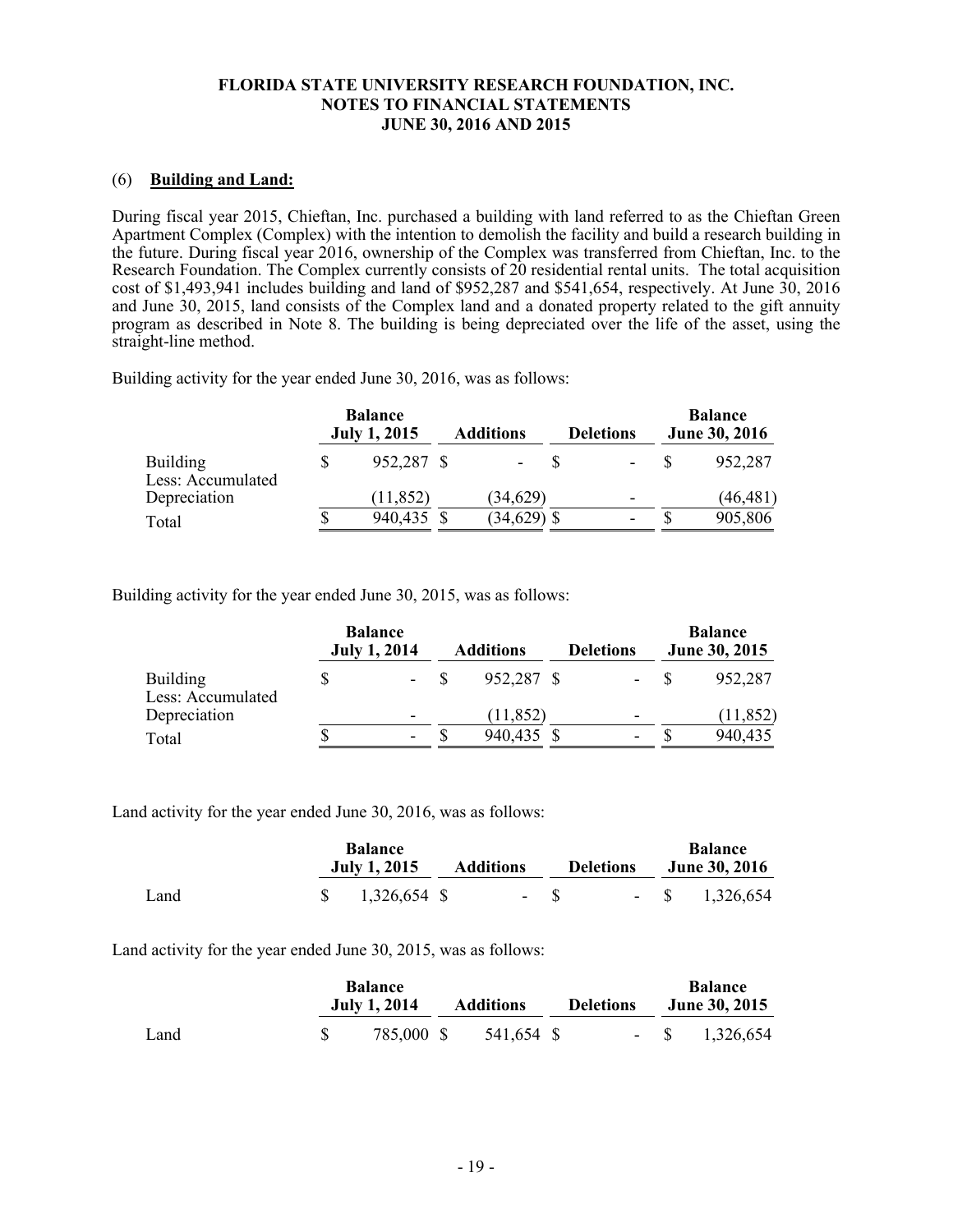**FLORIDA STATE UNIVERSITY RESEARCH FOUNDATION, INC.**
**NOTES TO FINANCIAL STATEMENTS**
**JUNE 30, 2016 AND 2015**

(6) **Building and Land:**

During fiscal year 2015, Chieftan, Inc. purchased a building with land referred to as the Chieftan Green Apartment Complex (Complex) with the intention to demolish the facility and build a research building in the future. During fiscal year 2016, ownership of the Complex was transferred from Chieftan, Inc. to the Research Foundation. The Complex currently consists of 20 residential rental units. The total acquisition cost of $1,493,941 includes building and land of $952,287 and $541,654, respectively. At June 30, 2016 and June 30, 2015, land consists of the Complex land and a donated property related to the gift annuity program as described in Note 8. The building is being depreciated over the life of the asset, using the straight-line method.

Building activity for the year ended June 30, 2016, was as follows:

| | Balance July 1, 2015 | Additions | Deletions | Balance June 30, 2016 |
|---|---|---|---|---|
| Building | $ 952,287 | $ - | $ - | $ 952,287 |
| Less: Accumulated Depreciation | (11,852) | (34,629) | - | (46,481) |
| Total | $ 940,435 | $ (34,629) | $ - | $ 905,806 |

Building activity for the year ended June 30, 2015, was as follows:

| | Balance July 1, 2014 | Additions | Deletions | Balance June 30, 2015 |
|---|---|---|---|---|
| Building | $ - | $ 952,287 | $ - | $ 952,287 |
| Less: Accumulated Depreciation | - | (11,852) | - | (11,852) |
| Total | $ - | $ 940,435 | $ - | $ 940,435 |

Land activity for the year ended June 30, 2016, was as follows:

| | Balance July 1, 2015 | Additions | Deletions | Balance June 30, 2016 |
|---|---|---|---|---|
| Land | $ 1,326,654 | $ - | $ - | $ 1,326,654 |

Land activity for the year ended June 30, 2015, was as follows:

| | Balance July 1, 2014 | Additions | Deletions | Balance June 30, 2015 |
|---|---|---|---|---|
| Land | $ 785,000 | $ 541,654 | $ - | $ 1,326,654 |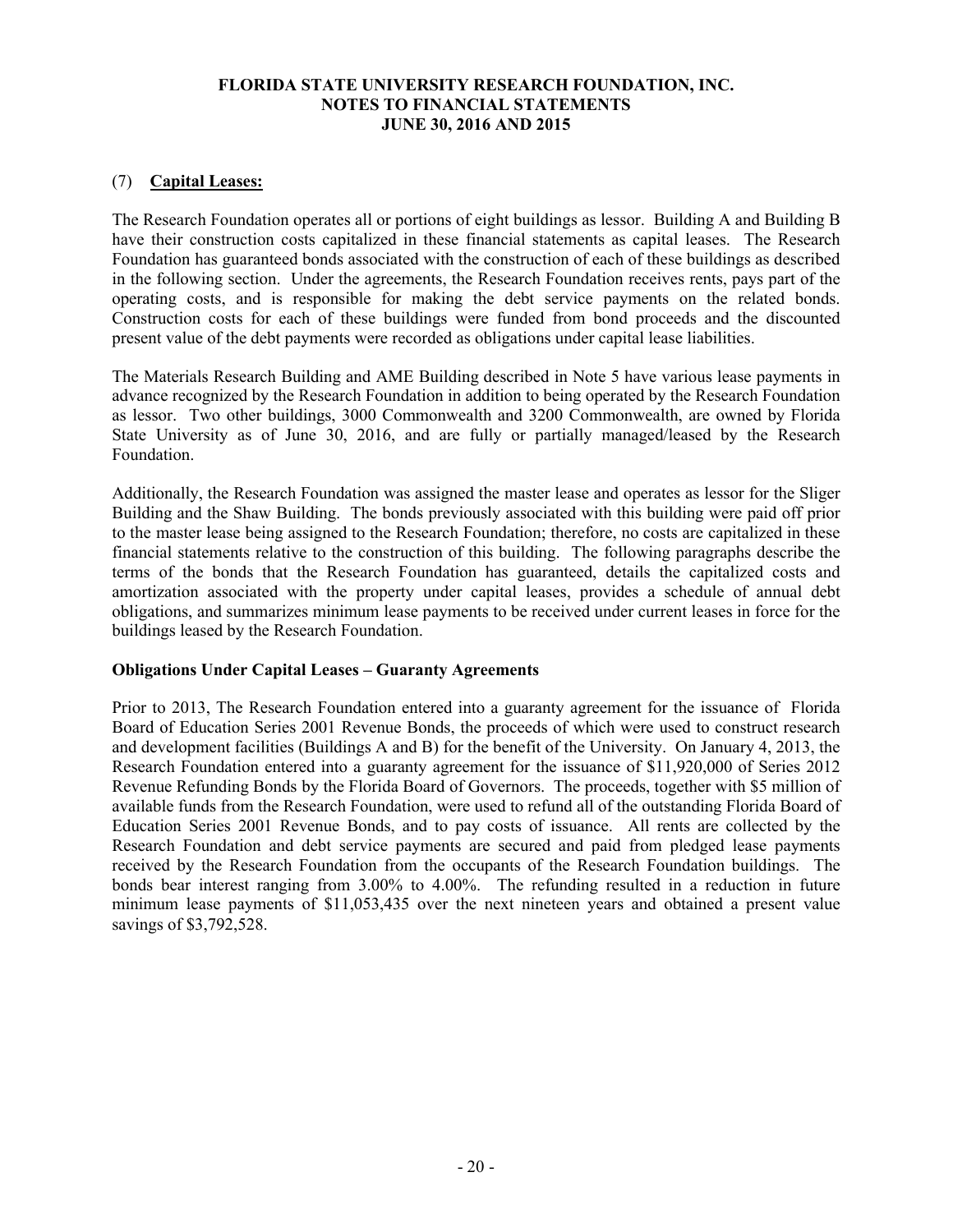## (7) **Capital Leases:**

The Research Foundation operates all or portions of eight buildings as lessor. Building A and Building B have their construction costs capitalized in these financial statements as capital leases. The Research Foundation has guaranteed bonds associated with the construction of each of these buildings as described in the following section. Under the agreements, the Research Foundation receives rents, pays part of the operating costs, and is responsible for making the debt service payments on the related bonds. Construction costs for each of these buildings were funded from bond proceeds and the discounted present value of the debt payments were recorded as obligations under capital lease liabilities.

The Materials Research Building and AME Building described in Note 5 have various lease payments in advance recognized by the Research Foundation in addition to being operated by the Research Foundation as lessor. Two other buildings, 3000 Commonwealth and 3200 Commonwealth, are owned by Florida State University as of June 30, 2016, and are fully or partially managed/leased by the Research Foundation.

Additionally, the Research Foundation was assigned the master lease and operates as lessor for the Sliger Building and the Shaw Building. The bonds previously associated with this building were paid off prior to the master lease being assigned to the Research Foundation; therefore, no costs are capitalized in these financial statements relative to the construction of this building. The following paragraphs describe the terms of the bonds that the Research Foundation has guaranteed, details the capitalized costs and amortization associated with the property under capital leases, provides a schedule of annual debt obligations, and summarizes minimum lease payments to be received under current leases in force for the buildings leased by the Research Foundation.

### Obligations Under Capital Leases – Guaranty Agreements

Prior to 2013, The Research Foundation entered into a guaranty agreement for the issuance of Florida Board of Education Series 2001 Revenue Bonds, the proceeds of which were used to construct research and development facilities (Buildings A and B) for the benefit of the University. On January 4, 2013, the Research Foundation entered into a guaranty agreement for the issuance of $11,920,000 of Series 2012 Revenue Refunding Bonds by the Florida Board of Governors. The proceeds, together with $5 million of available funds from the Research Foundation, were used to refund all of the outstanding Florida Board of Education Series 2001 Revenue Bonds, and to pay costs of issuance. All rents are collected by the Research Foundation and debt service payments are secured and paid from pledged lease payments received by the Research Foundation from the occupants of the Research Foundation buildings. The bonds bear interest ranging from 3.00% to 4.00%. The refunding resulted in a reduction in future minimum lease payments of $11,053,435 over the next nineteen years and obtained a present value savings of $3,792,528.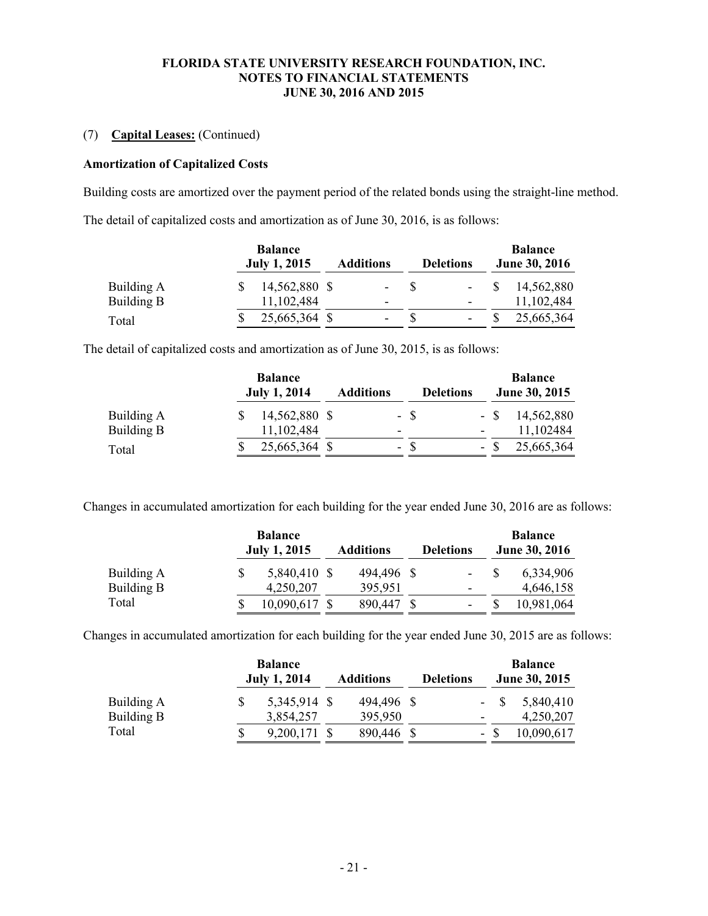**FLORIDA STATE UNIVERSITY RESEARCH FOUNDATION, INC.**
**NOTES TO FINANCIAL STATEMENTS**
**JUNE 30, 2016 AND 2015**

(7) **Capital Leases:** (Continued)

**Amortization of Capitalized Costs**

Building costs are amortized over the payment period of the related bonds using the straight-line method.

The detail of capitalized costs and amortization as of June 30, 2016, is as follows:

| | Balance July 1, 2015 | Additions | Deletions | Balance June 30, 2016 |
|---|---|---|---|---|
| Building A | $ 14,562,880 | $ - | $ - | $ 14,562,880 |
| Building B | 11,102,484 | - | - | 11,102,484 |
| Total | $ 25,665,364 | $ - | $ - | $ 25,665,364 |

The detail of capitalized costs and amortization as of June 30, 2015, is as follows:

| | Balance July 1, 2014 | Additions | Deletions | Balance June 30, 2015 |
|---|---|---|---|---|
| Building A | $ 14,562,880 | $ - | $ - | $ 14,562,880 |
| Building B | 11,102,484 | - | - | 11102484 |
| Total | $ 25,665,364 | $ - | $ - | $ 25,665,364 |

Changes in accumulated amortization for each building for the year ended June 30, 2016 are as follows:

| | Balance July 1, 2015 | Additions | Deletions | Balance June 30, 2016 |
|---|---|---|---|---|
| Building A | $ 5,840,410 | $ 494,496 | $ - | $ 6,334,906 |
| Building B | 4,250,207 | 395,951 | - | 4,646,158 |
| Total | $ 10,090,617 | $ 890,447 | $ - | $ 10,981,064 |

Changes in accumulated amortization for each building for the year ended June 30, 2015 are as follows:

| | Balance July 1, 2014 | Additions | Deletions | Balance June 30, 2015 |
|---|---|---|---|---|
| Building A | $ 5,345,914 | $ 494,496 | $ - | $ 5,840,410 |
| Building B | 3,854,257 | 395,950 | - | 4,250,207 |
| Total | $ 9,200,171 | $ 890,446 | $ - | $ 10,090,617 |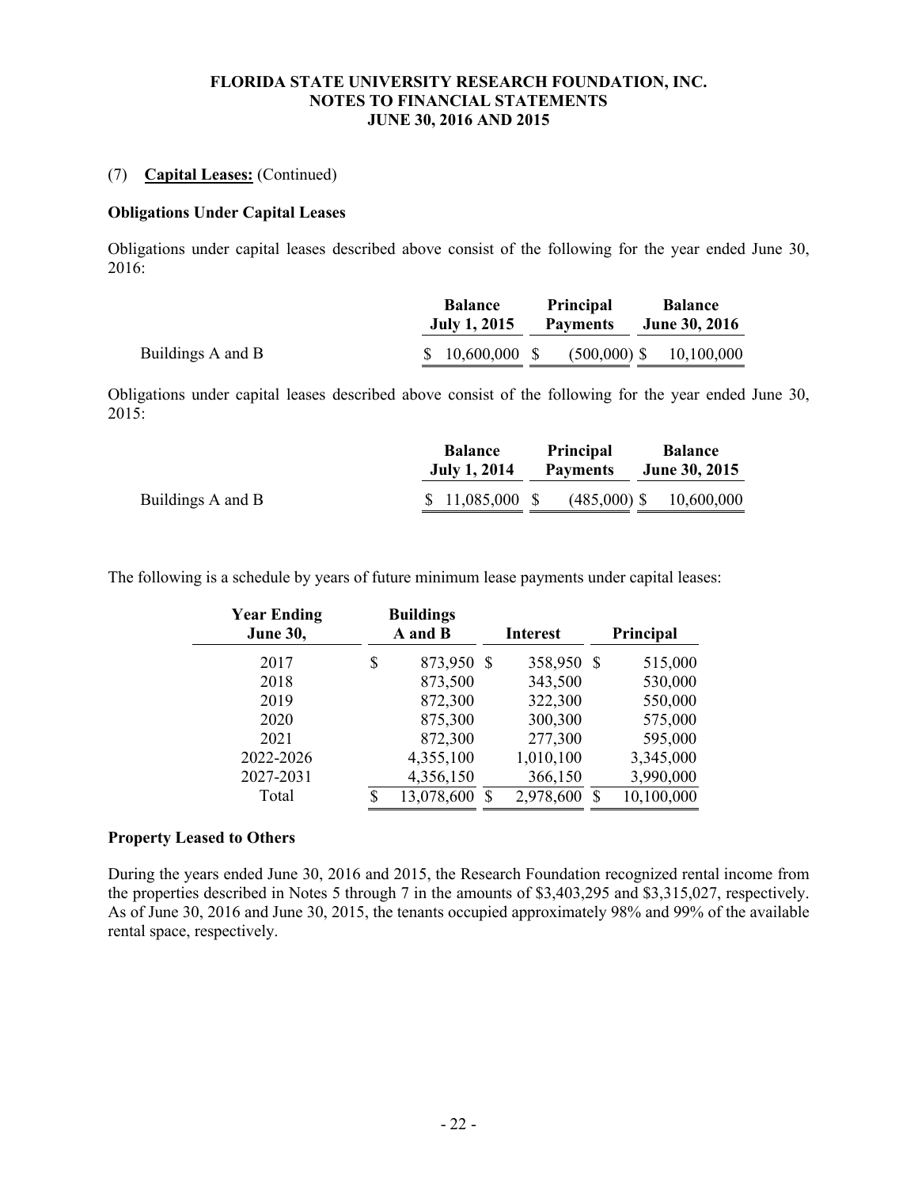FLORIDA STATE UNIVERSITY RESEARCH FOUNDATION, INC.
NOTES TO FINANCIAL STATEMENTS
JUNE 30, 2016 AND 2015

(7) **Capital Leases:** (Continued)

**Obligations Under Capital Leases**

Obligations under capital leases described above consist of the following for the year ended June 30, 2016:

| | Balance July 1, 2015 | Principal Payments | Balance June 30, 2016 |
|---|---|---|---|
| Buildings A and B | $ 10,600,000 | $ (500,000) | $ 10,100,000 |

Obligations under capital leases described above consist of the following for the year ended June 30, 2015:

| | Balance July 1, 2014 | Principal Payments | Balance June 30, 2015 |
|---|---|---|---|
| Buildings A and B | $ 11,085,000 | $ (485,000) | $ 10,600,000 |

The following is a schedule by years of future minimum lease payments under capital leases:

| Year Ending June 30, | Buildings A and B | Interest | Principal |
|---|---|---|---|
| 2017 | $ 873,950 | $ 358,950 | $ 515,000 |
| 2018 | 873,500 | 343,500 | 530,000 |
| 2019 | 872,300 | 322,300 | 550,000 |
| 2020 | 875,300 | 300,300 | 575,000 |
| 2021 | 872,300 | 277,300 | 595,000 |
| 2022-2026 | 4,355,100 | 1,010,100 | 3,345,000 |
| 2027-2031 | 4,356,150 | 366,150 | 3,990,000 |
| Total | $ 13,078,600 | $ 2,978,600 | $ 10,100,000 |

**Property Leased to Others**

During the years ended June 30, 2016 and 2015, the Research Foundation recognized rental income from the properties described in Notes 5 through 7 in the amounts of $3,403,295 and $3,315,027, respectively. As of June 30, 2016 and June 30, 2015, the tenants occupied approximately 98% and 99% of the available rental space, respectively.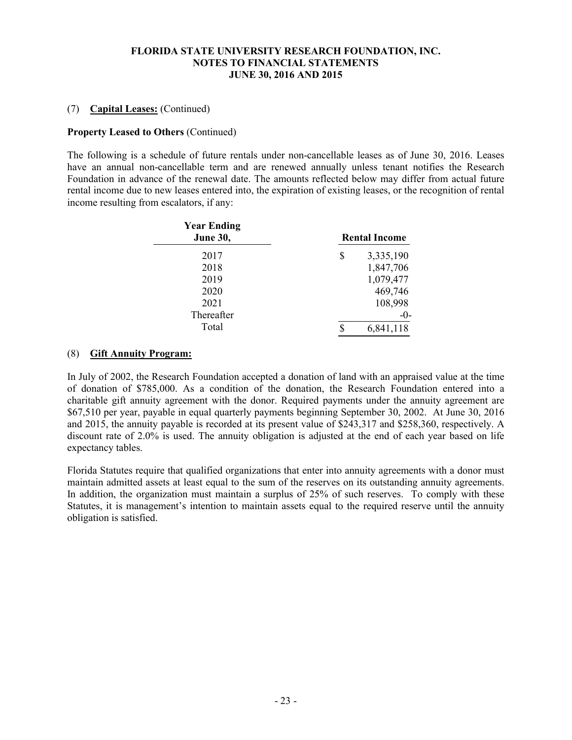**FLORIDA STATE UNIVERSITY RESEARCH FOUNDATION, INC.**
**NOTES TO FINANCIAL STATEMENTS**
**JUNE 30, 2016 AND 2015**

(7) **Capital Leases:** (Continued)

**Property Leased to Others** (Continued)

The following is a schedule of future rentals under non-cancellable leases as of June 30, 2016. Leases have an annual non-cancellable term and are renewed annually unless tenant notifies the Research Foundation in advance of the renewal date. The amounts reflected below may differ from actual future rental income due to new leases entered into, the expiration of existing leases, or the recognition of rental income resulting from escalators, if any:

| Year Ending June 30, | Rental Income |
|---|---|
| 2017 | $ 3,335,190 |
| 2018 | 1,847,706 |
| 2019 | 1,079,477 |
| 2020 | 469,746 |
| 2021 | 108,998 |
| Thereafter | -0- |
| Total | $ 6,841,118 |

(8) **Gift Annuity Program:**

In July of 2002, the Research Foundation accepted a donation of land with an appraised value at the time of donation of $785,000. As a condition of the donation, the Research Foundation entered into a charitable gift annuity agreement with the donor. Required payments under the annuity agreement are $67,510 per year, payable in equal quarterly payments beginning September 30, 2002. At June 30, 2016 and 2015, the annuity payable is recorded at its present value of $243,317 and $258,360, respectively. A discount rate of 2.0% is used. The annuity obligation is adjusted at the end of each year based on life expectancy tables.

Florida Statutes require that qualified organizations that enter into annuity agreements with a donor must maintain admitted assets at least equal to the sum of the reserves on its outstanding annuity agreements. In addition, the organization must maintain a surplus of 25% of such reserves. To comply with these Statutes, it is management's intention to maintain assets equal to the required reserve until the annuity obligation is satisfied.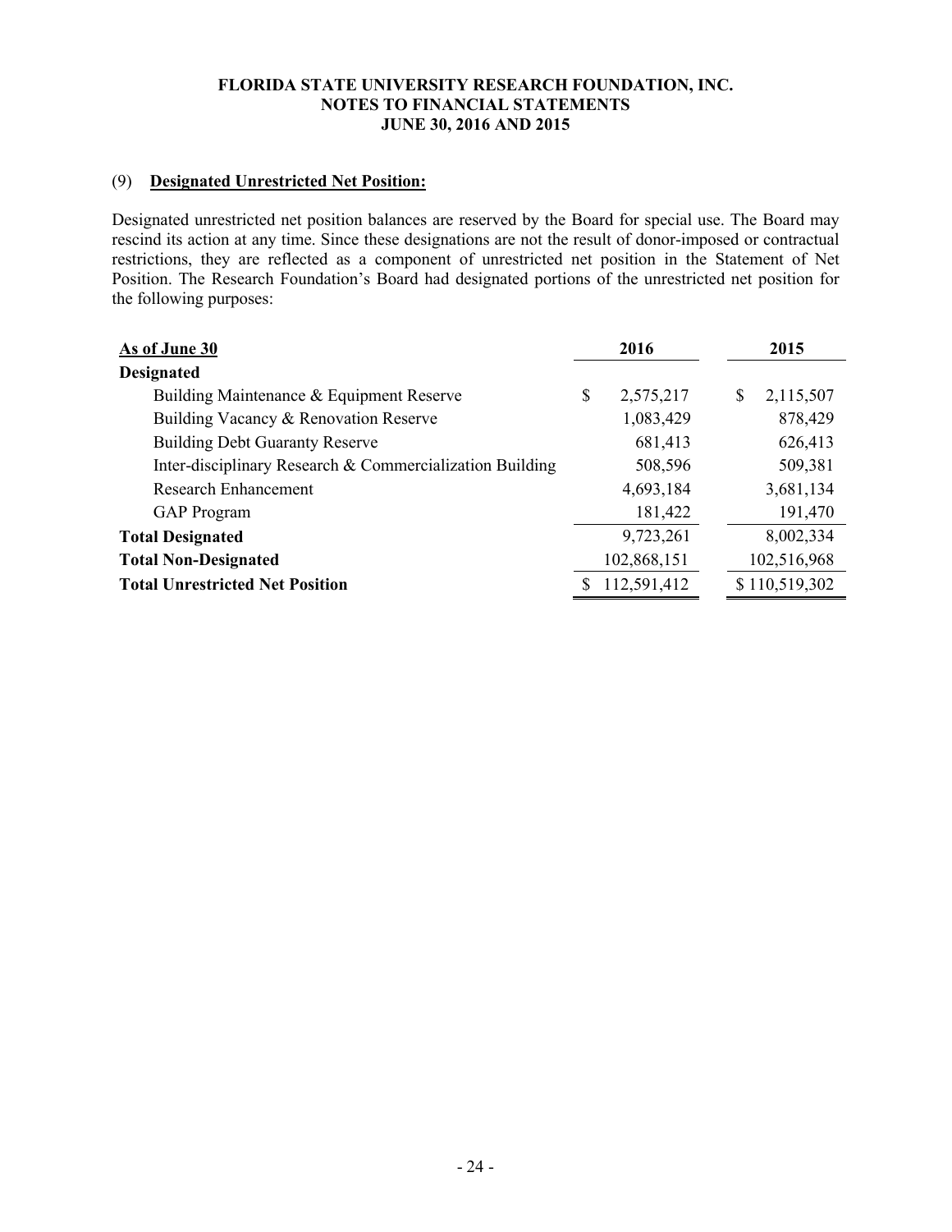**FLORIDA STATE UNIVERSITY RESEARCH FOUNDATION, INC.**
**NOTES TO FINANCIAL STATEMENTS**
**JUNE 30, 2016 AND 2015**

## (9) Designated Unrestricted Net Position:

Designated unrestricted net position balances are reserved by the Board for special use. The Board may rescind its action at any time. Since these designations are not the result of donor-imposed or contractual restrictions, they are reflected as a component of unrestricted net position in the Statement of Net Position. The Research Foundation's Board had designated portions of the unrestricted net position for the following purposes:

| As of June 30 | 2016 | 2015 |
|---|---|---|
| **Designated** | | |
| Building Maintenance & Equipment Reserve | $ 2,575,217 | $ 2,115,507 |
| Building Vacancy & Renovation Reserve | 1,083,429 | 878,429 |
| Building Debt Guaranty Reserve | 681,413 | 626,413 |
| Inter-disciplinary Research & Commercialization Building | 508,596 | 509,381 |
| Research Enhancement | 4,693,184 | 3,681,134 |
| GAP Program | 181,422 | 191,470 |
| **Total Designated** | 9,723,261 | 8,002,334 |
| **Total Non-Designated** | 102,868,151 | 102,516,968 |
| **Total Unrestricted Net Position** | $ 112,591,412 | $ 110,519,302 |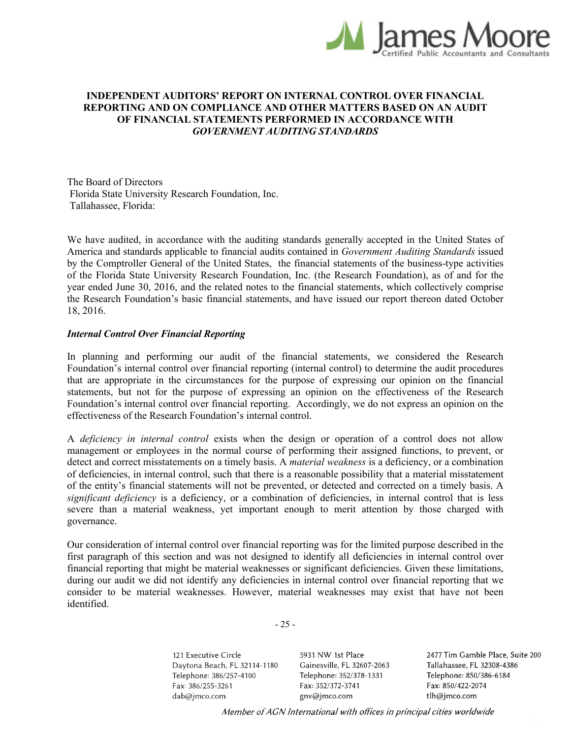## INDEPENDENT AUDITORS' REPORT ON INTERNAL CONTROL OVER FINANCIAL REPORTING AND ON COMPLIANCE AND OTHER MATTERS BASED ON AN AUDIT OF FINANCIAL STATEMENTS PERFORMED IN ACCORDANCE WITH *GOVERNMENT AUDITING STANDARDS*

The Board of Directors
Florida State University Research Foundation, Inc.
Tallahassee, Florida:

We have audited, in accordance with the auditing standards generally accepted in the United States of America and standards applicable to financial audits contained in *Government Auditing Standards* issued by the Comptroller General of the United States, the financial statements of the business-type activities of the Florida State University Research Foundation, Inc. (the Research Foundation), as of and for the year ended June 30, 2016, and the related notes to the financial statements, which collectively comprise the Research Foundation's basic financial statements, and have issued our report thereon dated October 18, 2016.

***Internal Control Over Financial Reporting***

In planning and performing our audit of the financial statements, we considered the Research Foundation's internal control over financial reporting (internal control) to determine the audit procedures that are appropriate in the circumstances for the purpose of expressing our opinion on the financial statements, but not for the purpose of expressing an opinion on the effectiveness of the Research Foundation's internal control over financial reporting. Accordingly, we do not express an opinion on the effectiveness of the Research Foundation's internal control.

A *deficiency in internal control* exists when the design or operation of a control does not allow management or employees in the normal course of performing their assigned functions, to prevent, or detect and correct misstatements on a timely basis. A *material weakness* is a deficiency, or a combination of deficiencies, in internal control, such that there is a reasonable possibility that a material misstatement of the entity's financial statements will not be prevented, or detected and corrected on a timely basis. A *significant deficiency* is a deficiency, or a combination of deficiencies, in internal control that is less severe than a material weakness, yet important enough to merit attention by those charged with governance.

Our consideration of internal control over financial reporting was for the limited purpose described in the first paragraph of this section and was not designed to identify all deficiencies in internal control over financial reporting that might be material weaknesses or significant deficiencies. Given these limitations, during our audit we did not identify any deficiencies in internal control over financial reporting that we consider to be material weaknesses. However, material weaknesses may exist that have not been identified.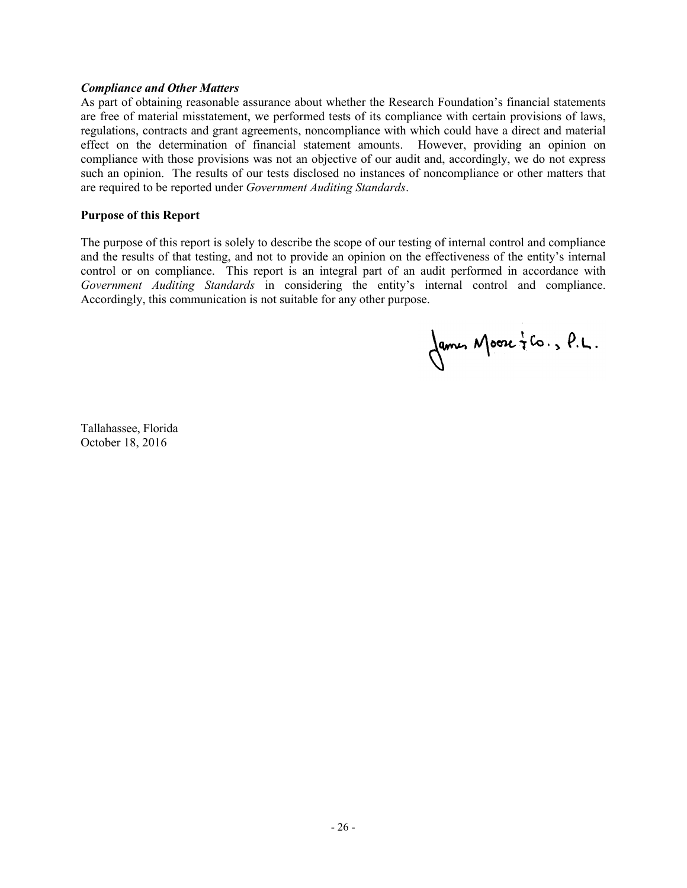***Compliance and Other Matters***

As part of obtaining reasonable assurance about whether the Research Foundation's financial statements are free of material misstatement, we performed tests of its compliance with certain provisions of laws, regulations, contracts and grant agreements, noncompliance with which could have a direct and material effect on the determination of financial statement amounts. However, providing an opinion on compliance with those provisions was not an objective of our audit and, accordingly, we do not express such an opinion. The results of our tests disclosed no instances of noncompliance or other matters that are required to be reported under *Government Auditing Standards*.

**Purpose of this Report**

The purpose of this report is solely to describe the scope of our testing of internal control and compliance and the results of that testing, and not to provide an opinion on the effectiveness of the entity's internal control or on compliance. This report is an integral part of an audit performed in accordance with *Government Auditing Standards* in considering the entity's internal control and compliance. Accordingly, this communication is not suitable for any other purpose.

James Moore & Co., P.L.

Tallahassee, Florida
October 18, 2016